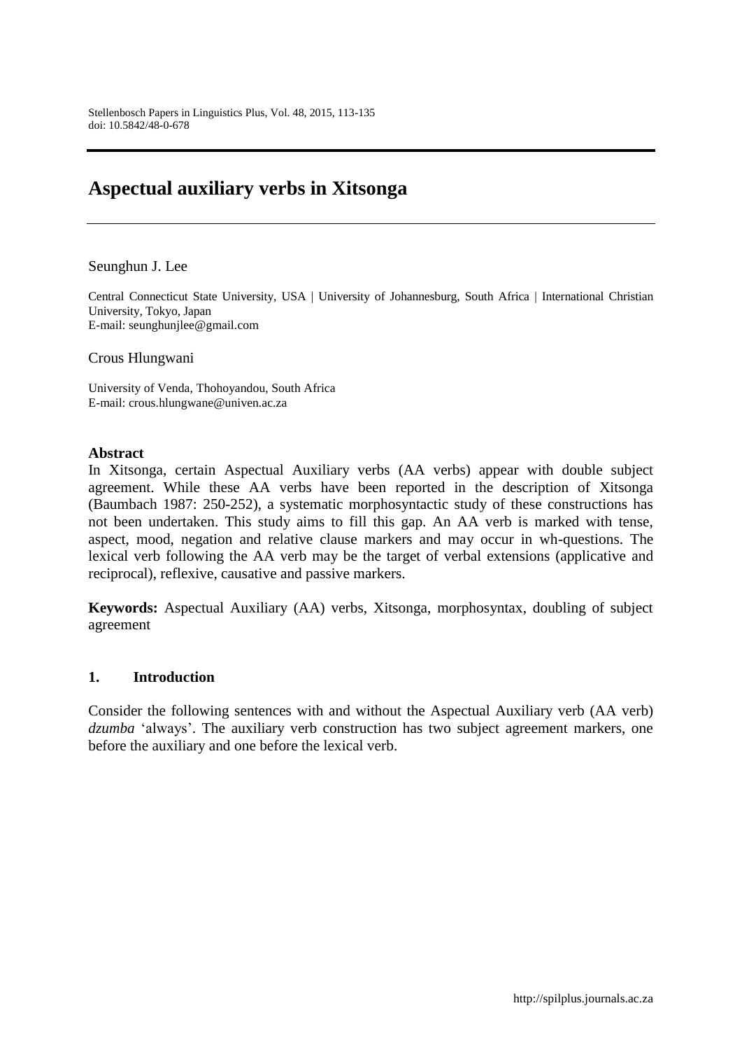# Aspectual auxiliary verbs in Xitsonga

Seunghun J. Lee

Central Connecticut State University, USA | University of Johannesburg, South Africa | International Christian University, Tokyo, Japan
E-mail: seunghunjlee@gmail.com

Crous Hlungwani

University of Venda, Thohoyandou, South Africa
E-mail: crous.hlungwane@univen.ac.za

**Abstract**

In Xitsonga, certain Aspectual Auxiliary verbs (AA verbs) appear with double subject agreement. While these AA verbs have been reported in the description of Xitsonga (Baumbach 1987: 250-252), a systematic morphosyntactic study of these constructions has not been undertaken. This study aims to fill this gap. An AA verb is marked with tense, aspect, mood, negation and relative clause markers and may occur in wh-questions. The lexical verb following the AA verb may be the target of verbal extensions (applicative and reciprocal), reflexive, causative and passive markers.

**Keywords:** Aspectual Auxiliary (AA) verbs, Xitsonga, morphosyntax, doubling of subject agreement

## 1. Introduction

Consider the following sentences with and without the Aspectual Auxiliary verb (AA verb) *dzumba* 'always'. The auxiliary verb construction has two subject agreement markers, one before the auxiliary and one before the lexical verb.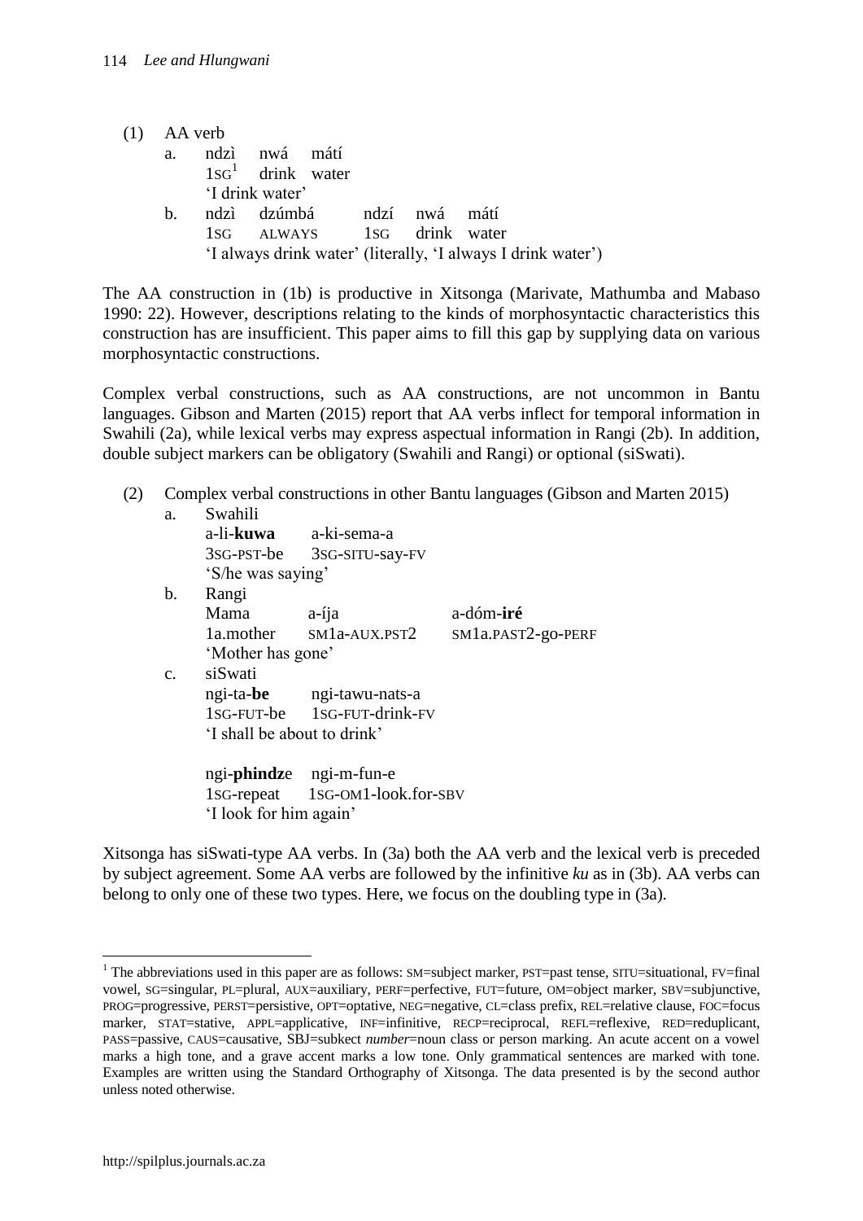(1) AA verb

a. ndzì nwá mátí
   1SG[1] drink water
   'I drink water'

b. ndzì dzúmbá ndzí nwá mátí
   1SG ALWAYS 1SG drink water
   'I always drink water' (literally, 'I always I drink water')

The AA construction in (1b) is productive in Xitsonga (Marivate, Mathumba and Mabaso 1990: 22). However, descriptions relating to the kinds of morphosyntactic characteristics this construction has are insufficient. This paper aims to fill this gap by supplying data on various morphosyntactic constructions.

Complex verbal constructions, such as AA constructions, are not uncommon in Bantu languages. Gibson and Marten (2015) report that AA verbs inflect for temporal information in Swahili (2a), while lexical verbs may express aspectual information in Rangi (2b). In addition, double subject markers can be obligatory (Swahili and Rangi) or optional (siSwati).

(2) Complex verbal constructions in other Bantu languages (Gibson and Marten 2015)

a. Swahili
   a-li-**kuwa** a-ki-sema-a
   3SG-PST-be 3SG-SITU-say-FV
   'S/he was saying'

b. Rangi
   Mama a-íja a-dóm-**iré**
   1a.mother SM1a-AUX.PST2 SM1a.PAST2-go-PERF
   'Mother has gone'

c. siSwati
   ngi-ta-**be** ngi-tawu-nats-a
   1SG-FUT-be 1SG-FUT-drink-FV
   'I shall be about to drink'

   ngi-**phindz**e ngi-m-fun-e
   1SG-repeat 1SG-OM1-look.for-SBV
   'I look for him again'

Xitsonga has siSwati-type AA verbs. In (3a) both the AA verb and the lexical verb is preceded by subject agreement. Some AA verbs are followed by the infinitive *ku* as in (3b). AA verbs can belong to only one of these two types. Here, we focus on the doubling type in (3a).

---

[1] The abbreviations used in this paper are as follows: SM=subject marker, PST=past tense, SITU=situational, FV=final vowel, SG=singular, PL=plural, AUX=auxiliary, PERF=perfective, FUT=future, OM=object marker, SBV=subjunctive, PROG=progressive, PERST=persistive, OPT=optative, NEG=negative, CL=class prefix, REL=relative clause, FOC=focus marker, STAT=stative, APPL=applicative, INF=infinitive, RECP=reciprocal, REFL=reflexive, RED=reduplicant, PASS=passive, CAUS=causative, SBJ=subkect *number*=noun class or person marking. An acute accent on a vowel marks a high tone, and a grave accent marks a low tone. Only grammatical sentences are marked with tone. Examples are written using the Standard Orthography of Xitsonga. The data presented is by the second author unless noted otherwise.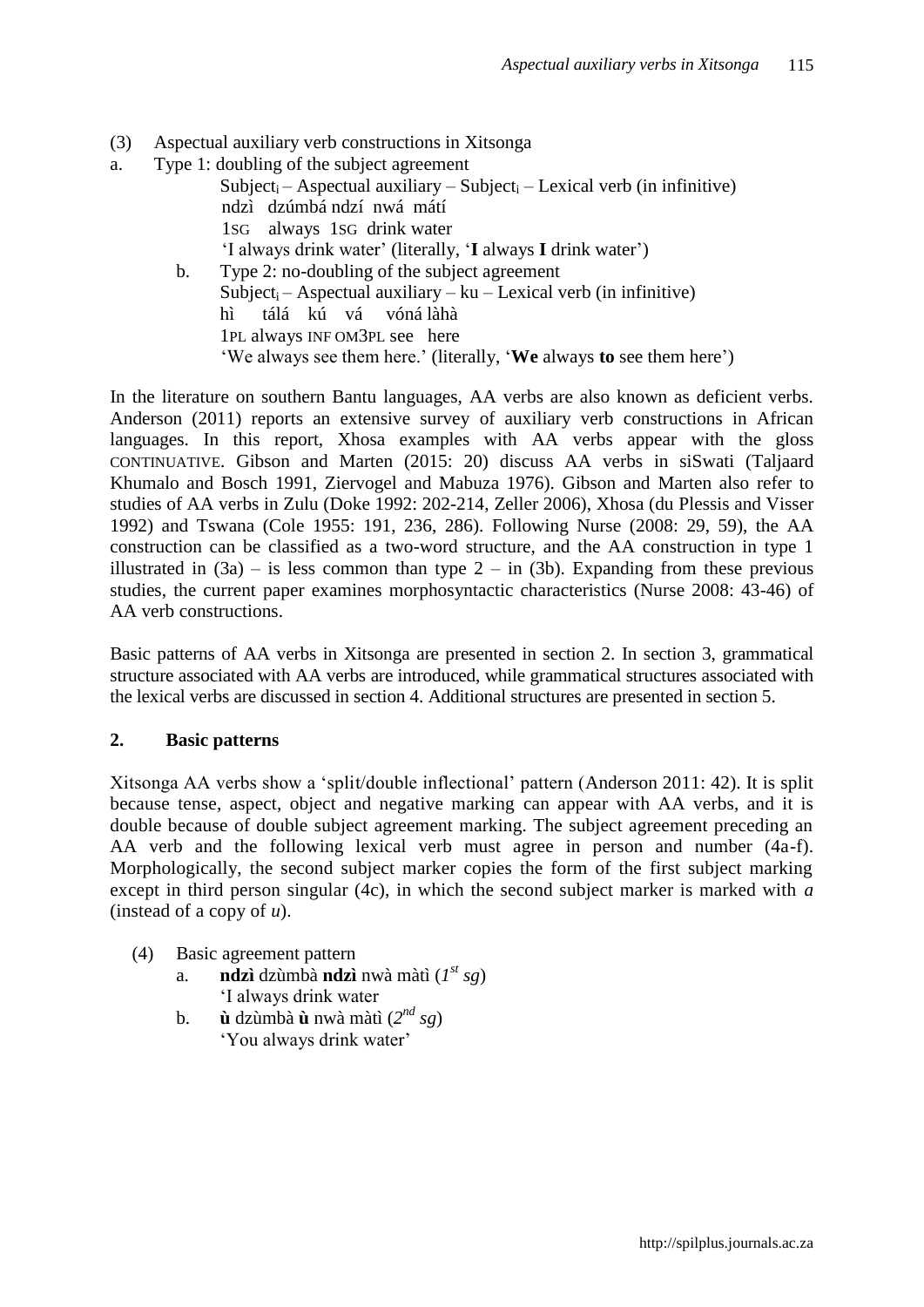(3) Aspectual auxiliary verb constructions in Xitsonga

a. Type 1: doubling of the subject agreement

Subject$_i$ – Aspectual auxiliary – Subject$_i$ – Lexical verb (in infinitive)
ndzì dzúmbá ndzí nwá mátí
1SG always 1SG drink water
'I always drink water' (literally, '**I** always **I** drink water')

b. Type 2: no-doubling of the subject agreement

Subject$_i$ – Aspectual auxiliary – ku – Lexical verb (in infinitive)
hì tálá kú vá vóná làhà
1PL always INF OM3PL see here
'We always see them here.' (literally, '**We** always **to** see them here')

In the literature on southern Bantu languages, AA verbs are also known as deficient verbs. Anderson (2011) reports an extensive survey of auxiliary verb constructions in African languages. In this report, Xhosa examples with AA verbs appear with the gloss CONTINUATIVE. Gibson and Marten (2015: 20) discuss AA verbs in siSwati (Taljaard Khumalo and Bosch 1991, Ziervogel and Mabuza 1976). Gibson and Marten also refer to studies of AA verbs in Zulu (Doke 1992: 202-214, Zeller 2006), Xhosa (du Plessis and Visser 1992) and Tswana (Cole 1955: 191, 236, 286). Following Nurse (2008: 29, 59), the AA construction can be classified as a two-word structure, and the AA construction in type 1 illustrated in (3a) – is less common than type 2 – in (3b). Expanding from these previous studies, the current paper examines morphosyntactic characteristics (Nurse 2008: 43-46) of AA verb constructions.

Basic patterns of AA verbs in Xitsonga are presented in section 2. In section 3, grammatical structure associated with AA verbs are introduced, while grammatical structures associated with the lexical verbs are discussed in section 4. Additional structures are presented in section 5.

## 2. Basic patterns

Xitsonga AA verbs show a 'split/double inflectional' pattern (Anderson 2011: 42). It is split because tense, aspect, object and negative marking can appear with AA verbs, and it is double because of double subject agreement marking. The subject agreement preceding an AA verb and the following lexical verb must agree in person and number (4a-f). Morphologically, the second subject marker copies the form of the first subject marking except in third person singular (4c), in which the second subject marker is marked with *a* (instead of a copy of *u*).

(4) Basic agreement pattern

a. **ndzì** dzùmbà **ndzì** nwà màtì (*1st sg*)
'I always drink water

b. **ù** dzùmbà **ù** nwà màtì (*2nd sg*)
'You always drink water'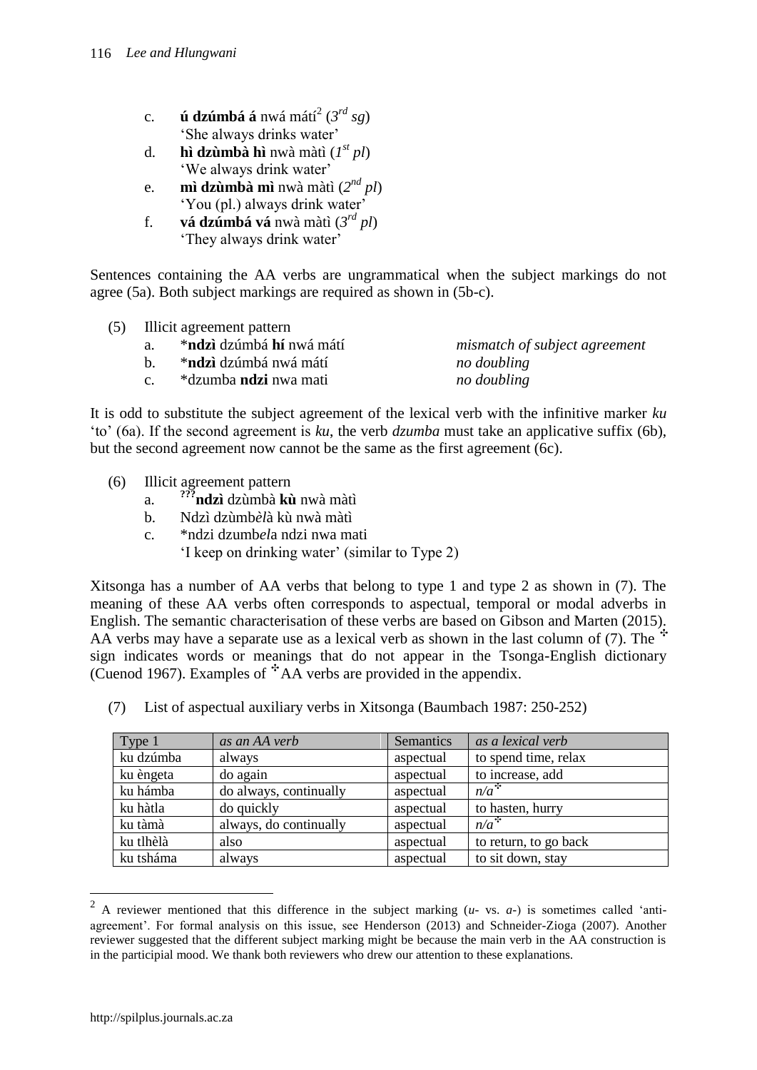c. **ú dzúmbá á** nwá mátí[2] (*3rd sg*)
 'She always drinks water'

d. **hì dzùmbà hì** nwà màtì (*1st pl*)
 'We always drink water'

e. **mì dzùmbà mì** nwà màtì (*2nd pl*)
 'You (pl.) always drink water'

f. **vá dzúmbá vá** nwà màtì (*3rd pl*)
 'They always drink water'

Sentences containing the AA verbs are ungrammatical when the subject markings do not agree (5a). Both subject markings are required as shown in (5b-c).

(5) Illicit agreement pattern

| | | |
|---|---|---|
| a. | \***ndzì** dzúmbá **hí** nwá mátí | *mismatch of subject agreement* |
| b. | \***ndzì** dzúmbá nwá mátí | *no doubling* |
| c. | \*dzumba **ndzi** nwa mati | *no doubling* |

It is odd to substitute the subject agreement of the lexical verb with the infinitive marker *ku* 'to' (6a). If the second agreement is *ku*, the verb *dzumba* must take an applicative suffix (6b), but the second agreement now cannot be the same as the first agreement (6c).

(6) Illicit agreement pattern

a. ???**ndzì** dzùmbà **kù** nwà màtì

b. Ndzì dzùmb*èl*à kù nwà màtì

c. \*ndzi dzumb*el*a ndzi nwa mati
 'I keep on drinking water' (similar to Type 2)

Xitsonga has a number of AA verbs that belong to type 1 and type 2 as shown in (7). The meaning of these AA verbs often corresponds to aspectual, temporal or modal adverbs in English. The semantic characterisation of these verbs are based on Gibson and Marten (2015). AA verbs may have a separate use as a lexical verb as shown in the last column of (7). The ✣ sign indicates words or meanings that do not appear in the Tsonga-English dictionary (Cuenod 1967). Examples of ✣AA verbs are provided in the appendix.

(7) List of aspectual auxiliary verbs in Xitsonga (Baumbach 1987: 250-252)

| Type 1 | *as an AA verb* | Semantics | *as a lexical verb* |
|---|---|---|---|
| ku dzúmba | always | aspectual | to spend time, relax |
| ku èngeta | do again | aspectual | to increase, add |
| ku hámba | do always, continually | aspectual | *n/a*✣ |
| ku hàtla | do quickly | aspectual | to hasten, hurry |
| ku tàmà | always, do continually | aspectual | *n/a*✣ |
| ku tlhèlà | also | aspectual | to return, to go back |
| ku tsháma | always | aspectual | to sit down, stay |

[2] A reviewer mentioned that this difference in the subject marking (*u-* vs. *a-*) is sometimes called 'anti-agreement'. For formal analysis on this issue, see Henderson (2013) and Schneider-Zioga (2007). Another reviewer suggested that the different subject marking might be because the main verb in the AA construction is in the participial mood. We thank both reviewers who drew our attention to these explanations.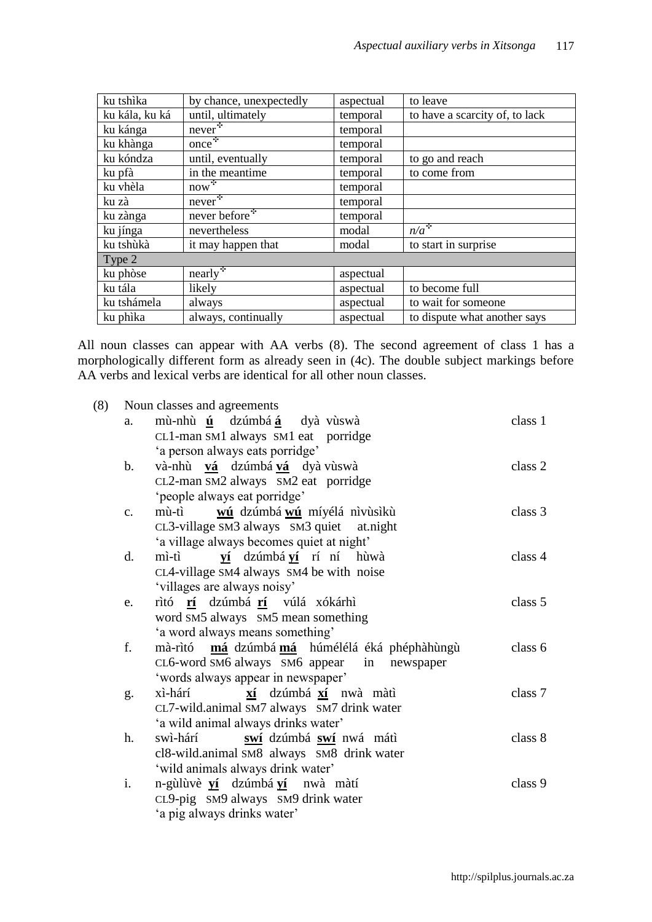| ku tshìka | by chance, unexpectedly | aspectual | to leave |
|---|---|---|---|
| ku kála, ku ká | until, ultimately | temporal | to have a scarcity of, to lack |
| ku kánga | never* | temporal | |
| ku khànga | once* | temporal | |
| ku kóndza | until, eventually | temporal | to go and reach |
| ku pfà | in the meantime | temporal | to come from |
| ku vhèla | now* | temporal | |
| ku zà | never* | temporal | |
| ku zànga | never before* | temporal | |
| ku jínga | nevertheless | modal | *n/a** |
| ku tshùkà | it may happen that | modal | to start in surprise |
| Type 2 | | | |
| ku phòse | nearly* | aspectual | |
| ku tála | likely | aspectual | to become full |
| ku tshámela | always | aspectual | to wait for someone |
| ku phìka | always, continually | aspectual | to dispute what another says |

All noun classes can appear with AA verbs (8). The second agreement of class 1 has a morphologically different form as already seen in (4c). The double subject markings before AA verbs and lexical verbs are identical for all other noun classes.

(8) Noun classes and agreements

a. mù-nhù **ú** dzúmbá **á** dyà vùswà — class 1
CL1-man SM1 always SM1 eat porridge
'a person always eats porridge'

b. và-nhù **vá** dzúmbá **vá** dyà vùswà — class 2
CL2-man SM2 always SM2 eat porridge
'people always eat porridge'

c. mù-tì **wú** dzúmbá **wú** míyélá nìvùsìkù — class 3
CL3-village SM3 always SM3 quiet at.night
'a village always becomes quiet at night'

d. mì-tì **yí** dzúmbá **yí** rí ní hùwà — class 4
CL4-village SM4 always SM4 be with noise
'villages are always noisy'

e. rìtó **rí** dzúmbá **rí** vúlá xókárhì — class 5
word SM5 always SM5 mean something
'a word always means something'

f. mà-rìtó **má** dzúmbá **má** húmélélá éká phéphàhùngù — class 6
CL6-word SM6 always SM6 appear in newspaper
'words always appear in newspaper'

g. xì-hárí **xí** dzúmbá **xí** nwà màtì — class 7
CL7-wild.animal SM7 always SM7 drink water
'a wild animal always drinks water'

h. swì-hárí **swí** dzúmbá **swí** nwá mátì — class 8
cl8-wild.animal SM8 always SM8 drink water
'wild animals always drink water'

i. n-gùlùvè **yí** dzúmbá **yí** nwà màtí — class 9
CL9-pig SM9 always SM9 drink water
'a pig always drinks water'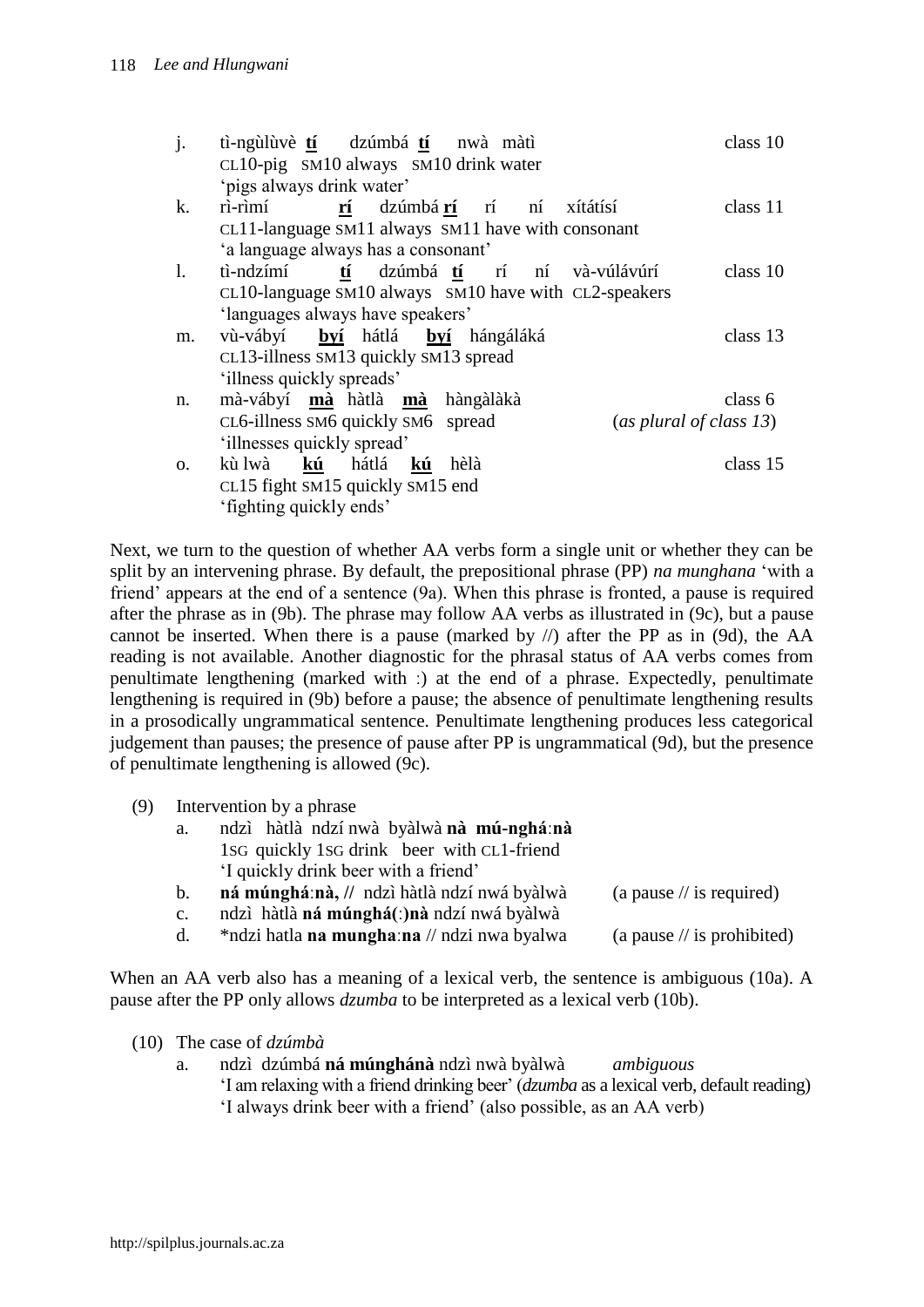j. tì-ngùlùvè **tí** dzúmbá **tí** nwà màtì — class 10
   CL10-pig SM10 always SM10 drink water
   'pigs always drink water'

k. rì-rìmí **rí** dzúmbá **rí** rí ní xítátísí — class 11
   CL11-language SM11 always SM11 have with consonant
   'a language always has a consonant'

l. tì-ndzímí **tí** dzúmbá **tí** rí ní và-vúlávúrí — class 10
   CL10-language SM10 always SM10 have with CL2-speakers
   'languages always have speakers'

m. vù-vábyí **byí** hátlá **byí** hángáláká — class 13
   CL13-illness SM13 quickly SM13 spread
   'illness quickly spreads'

n. mà-vábyí **mà** hàtlà **mà** hàngàlàkà — class 6 (*as plural of class 13*)
   CL6-illness SM6 quickly SM6 spread
   'illnesses quickly spread'

o. kù lwà **kú** hátlá **kú** hèlà — class 15
   CL15 fight SM15 quickly SM15 end
   'fighting quickly ends'

Next, we turn to the question of whether AA verbs form a single unit or whether they can be split by an intervening phrase. By default, the prepositional phrase (PP) *na munghana* 'with a friend' appears at the end of a sentence (9a). When this phrase is fronted, a pause is required after the phrase as in (9b). The phrase may follow AA verbs as illustrated in (9c), but a pause cannot be inserted. When there is a pause (marked by //) after the PP as in (9d), the AA reading is not available. Another diagnostic for the phrasal status of AA verbs comes from penultimate lengthening (marked with :) at the end of a phrase. Expectedly, penultimate lengthening is required in (9b) before a pause; the absence of penultimate lengthening results in a prosodically ungrammatical sentence. Penultimate lengthening produces less categorical judgement than pauses; the presence of pause after PP is ungrammatical (9d), but the presence of penultimate lengthening is allowed (9c).

(9) Intervention by a phrase

a. ndzì hàtlà ndzí nwà byàlwà **nà mú-nghá**:**nà**
   1SG quickly 1SG drink beer with CL1-friend
   'I quickly drink beer with a friend'

b. **ná múnghá**:**nà, //** ndzì hàtlà ndzí nwá byàlwà (a pause // is required)

c. ndzì hàtlà **ná múnghá(**:**)nà** ndzí nwá byàlwà

d. \*ndzi hatla **na mungha**:**na** // ndzi nwa byalwa (a pause // is prohibited)

When an AA verb also has a meaning of a lexical verb, the sentence is ambiguous (10a). A pause after the PP only allows *dzumba* to be interpreted as a lexical verb (10b).

(10) The case of *dzúmbà*

a. ndzì dzúmbá **ná múnghánà** ndzì nwà byàlwà — *ambiguous*
   'I am relaxing with a friend drinking beer' (*dzumba* as a lexical verb, default reading)
   'I always drink beer with a friend' (also possible, as an AA verb)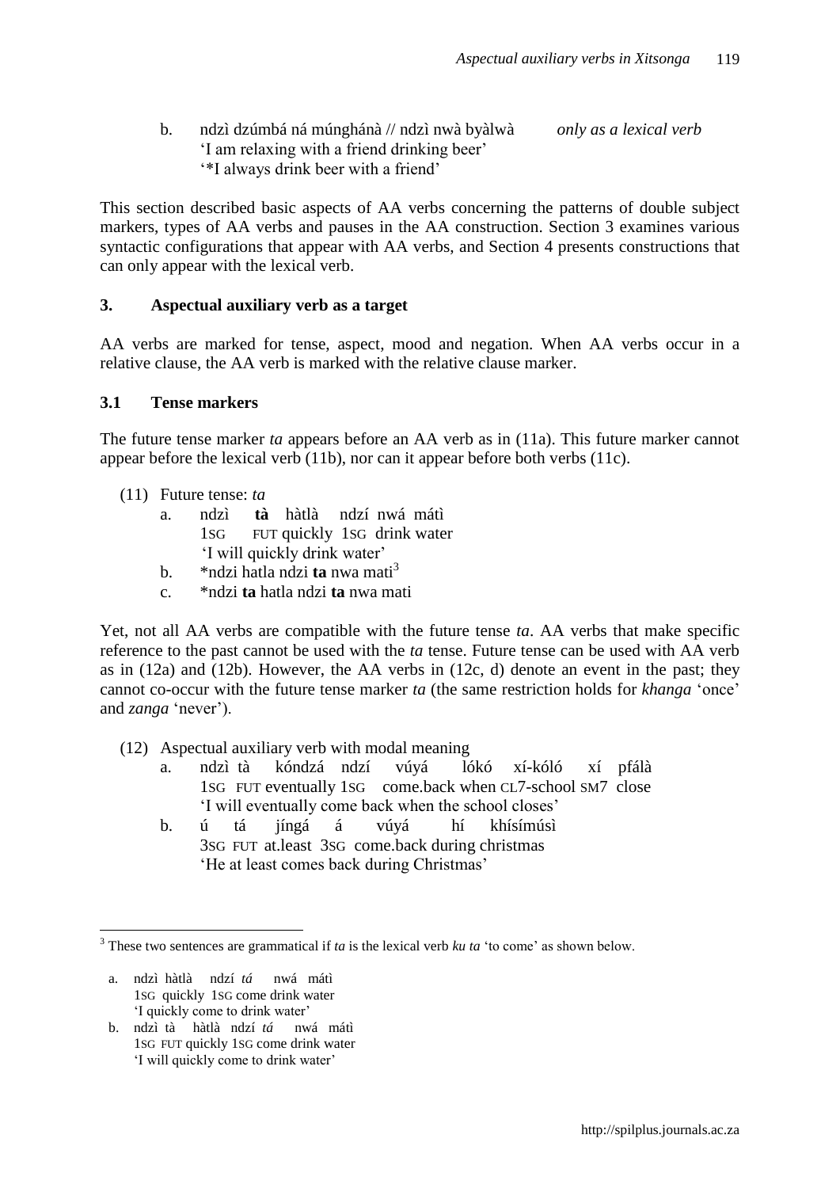b. ndzì dzúmbá ná múnghánà // ndzì nwà byàlwà *only as a lexical verb*
'I am relaxing with a friend drinking beer'
'*I always drink beer with a friend'

This section described basic aspects of AA verbs concerning the patterns of double subject markers, types of AA verbs and pauses in the AA construction. Section 3 examines various syntactic configurations that appear with AA verbs, and Section 4 presents constructions that can only appear with the lexical verb.

## 3. Aspectual auxiliary verb as a target

AA verbs are marked for tense, aspect, mood and negation. When AA verbs occur in a relative clause, the AA verb is marked with the relative clause marker.

### 3.1 Tense markers

The future tense marker *ta* appears before an AA verb as in (11a). This future marker cannot appear before the lexical verb (11b), nor can it appear before both verbs (11c).

(11) Future tense: *ta*

a. ndzì **tà** hàtlà ndzí nwá mátì
1SG FUT quickly 1SG drink water
'I will quickly drink water'

b. *ndzi hatla ndzi **ta** nwa mati[3]

c. *ndzi **ta** hatla ndzi **ta** nwa mati

Yet, not all AA verbs are compatible with the future tense *ta*. AA verbs that make specific reference to the past cannot be used with the *ta* tense. Future tense can be used with AA verb as in (12a) and (12b). However, the AA verbs in (12c, d) denote an event in the past; they cannot co-occur with the future tense marker *ta* (the same restriction holds for *khanga* 'once' and *zanga* 'never').

(12) Aspectual auxiliary verb with modal meaning

a. ndzì tà kóndzá ndzí vúyá lókó xí-kóló xí pfálà
1SG FUT eventually 1SG come.back when CL7-school SM7 close
'I will eventually come back when the school closes'

b. ú tá jíngá á vúyá hí khísímúsì
3SG FUT at.least 3SG come.back during christmas
'He at least comes back during Christmas'

---

[3] These two sentences are grammatical if *ta* is the lexical verb *ku ta* 'to come' as shown below.

a. ndzì hàtlà ndzí *tá* nwá mátì
1SG quickly 1SG come drink water
'I quickly come to drink water'

b. ndzì tà hàtlà ndzí *tá* nwá mátì
1SG FUT quickly 1SG come drink water
'I will quickly come to drink water'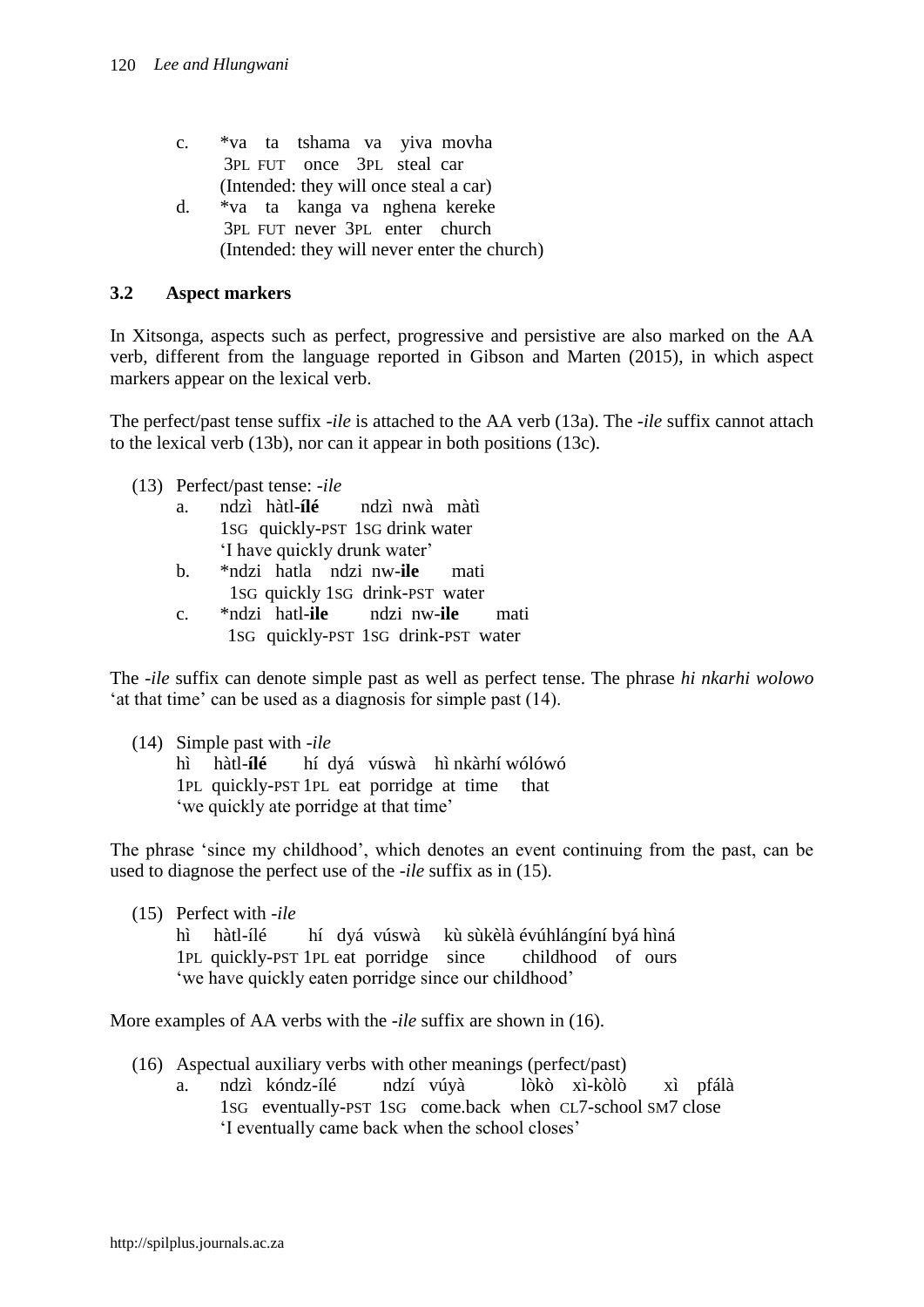c. *va ta tshama va yiva movha  
   3PL FUT once 3PL steal car  
   (Intended: they will once steal a car)

d. *va ta kanga va nghena kereke  
   3PL FUT never 3PL enter church  
   (Intended: they will never enter the church)

### 3.2 Aspect markers

In Xitsonga, aspects such as perfect, progressive and persistive are also marked on the AA verb, different from the language reported in Gibson and Marten (2015), in which aspect markers appear on the lexical verb.

The perfect/past tense suffix *-ile* is attached to the AA verb (13a). The *-ile* suffix cannot attach to the lexical verb (13b), nor can it appear in both positions (13c).

(13) Perfect/past tense: *-ile*

a. ndzì hàtl-**ílé** ndzì nwà màtì  
   1SG quickly-PST 1SG drink water  
   'I have quickly drunk water'

b. *ndzi hatla ndzi nw-**ile** mati  
   1SG quickly 1SG drink-PST water

c. *ndzi hatl-**ile** ndzi nw-**ile** mati  
   1SG quickly-PST 1SG drink-PST water

The *-ile* suffix can denote simple past as well as perfect tense. The phrase *hi nkarhi wolowo* 'at that time' can be used as a diagnosis for simple past (14).

(14) Simple past with *-ile*  
   hì hàtl-**ílé** hí dyá vúswà hì nkàrhí wólówó  
   1PL quickly-PST 1PL eat porridge at time that  
   'we quickly ate porridge at that time'

The phrase 'since my childhood', which denotes an event continuing from the past, can be used to diagnose the perfect use of the *-ile* suffix as in (15).

(15) Perfect with *-ile*  
   hì hàtl-ílé hí dyá vúswà kù sùkèlà évúhlángíní byá hìná  
   1PL quickly-PST 1PL eat porridge since childhood of ours  
   'we have quickly eaten porridge since our childhood'

More examples of AA verbs with the *-ile* suffix are shown in (16).

(16) Aspectual auxiliary verbs with other meanings (perfect/past)

a. ndzì kóndz-ílé ndzí vúyà lòkò xì-kòlò xì pfálà  
   1SG eventually-PST 1SG come.back when CL7-school SM7 close  
   'I eventually came back when the school closes'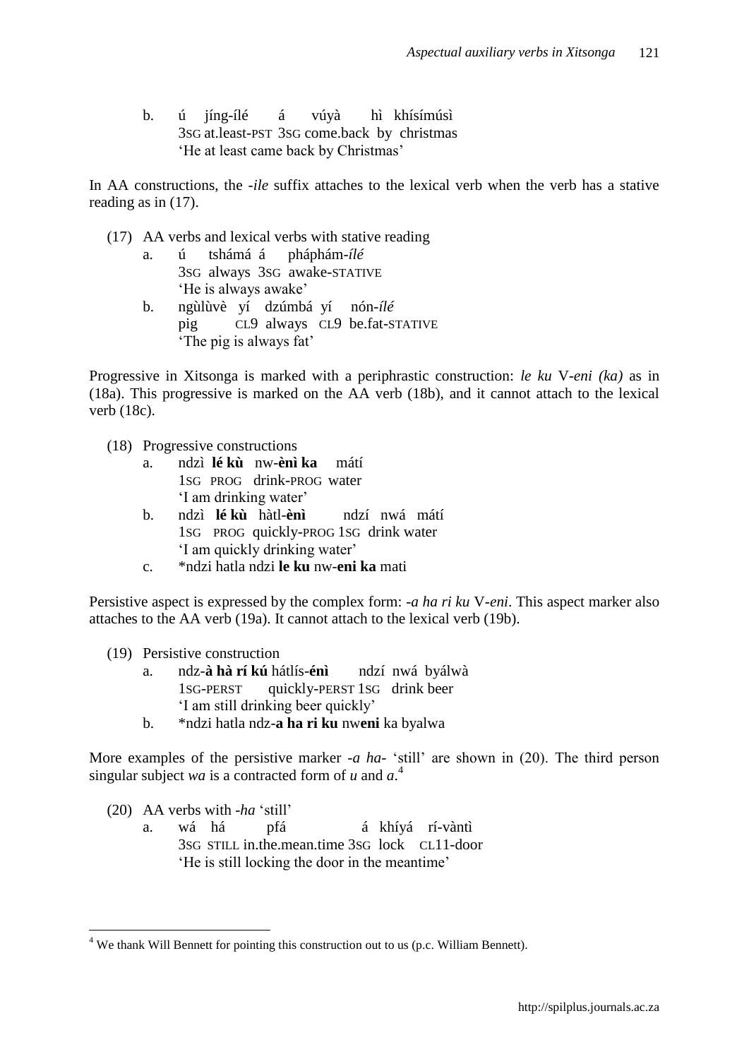b. ú jíng-ílé á vúyà hì khísímúsì
   3SG at.least-PST 3SG come.back by christmas
   'He at least came back by Christmas'

In AA constructions, the *-ile* suffix attaches to the lexical verb when the verb has a stative reading as in (17).

(17) AA verbs and lexical verbs with stative reading

a. ú tshámá á pháphám-*ílé*
   3SG always 3SG awake-STATIVE
   'He is always awake'

b. ngùlùvè yí dzúmbá yí nón-*ílé*
   pig CL9 always CL9 be.fat-STATIVE
   'The pig is always fat'

Progressive in Xitsonga is marked with a periphrastic construction: *le ku* V*-eni (ka)* as in (18a). This progressive is marked on the AA verb (18b), and it cannot attach to the lexical verb (18c).

(18) Progressive constructions

a. ndzì **lé kù** nw-**ènì ka** mátí
   1SG PROG drink-PROG water
   'I am drinking water'

b. ndzì **lé kù** hàtl-**ènì** ndzí nwá mátí
   1SG PROG quickly-PROG 1SG drink water
   'I am quickly drinking water'

c. *ndzi hatla ndzi **le ku** nw-**eni ka** mati

Persistive aspect is expressed by the complex form: *-a ha ri ku* V*-eni*. This aspect marker also attaches to the AA verb (19a). It cannot attach to the lexical verb (19b).

(19) Persistive construction

a. ndz-**à hà rí kú** hátlís-**énì** ndzí nwá byálwà
   1SG-PERST quickly-PERST 1SG drink beer
   'I am still drinking beer quickly'

b. *ndzi hatla ndz-**a ha ri ku** nw**eni** ka byalwa

More examples of the persistive marker *-a ha-* 'still' are shown in (20). The third person singular subject *wa* is a contracted form of *u* and *a*.[4]

(20) AA verbs with *-ha* 'still'

a. wá há pfá á khíyá rí-vàntì
   3SG STILL in.the.mean.time 3SG lock CL11-door
   'He is still locking the door in the meantime'

[4] We thank Will Bennett for pointing this construction out to us (p.c. William Bennett).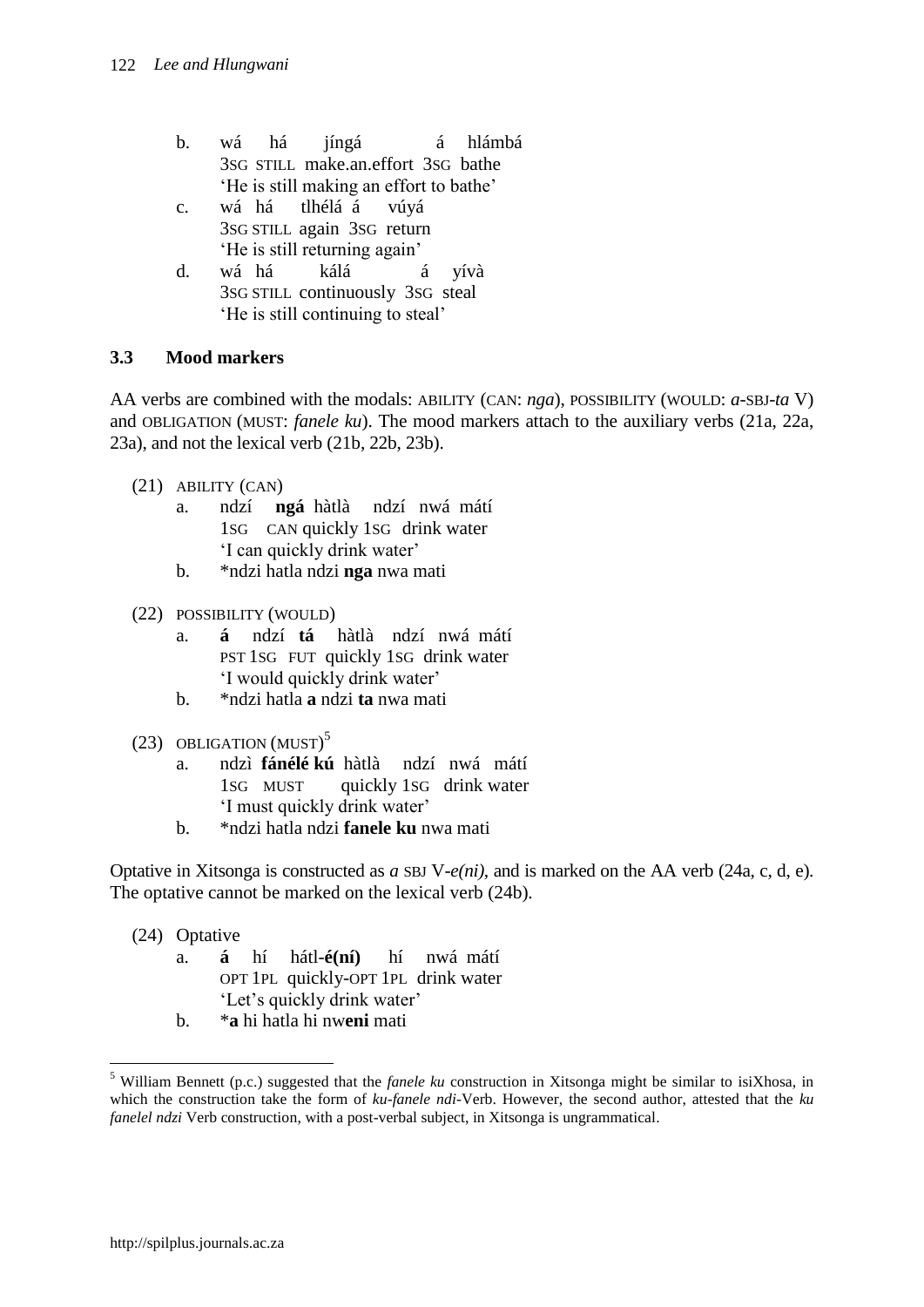b. wá há jíngá á hlámbá
   3SG STILL make.an.effort 3SG bathe
   'He is still making an effort to bathe'

c. wá há tlhélá á vúyá
   3SG STILL again 3SG return
   'He is still returning again'

d. wá há kálá á yívà
   3SG STILL continuously 3SG steal
   'He is still continuing to steal'

### 3.3 Mood markers

AA verbs are combined with the modals: ABILITY (CAN: *nga*), POSSIBILITY (WOULD: *a*-SBJ-*ta* V) and OBLIGATION (MUST: *fanele ku*). The mood markers attach to the auxiliary verbs (21a, 22a, 23a), and not the lexical verb (21b, 22b, 23b).

(21) ABILITY (CAN)

a. ndzí **ngá** hàtlà ndzí nwá mátí
   1SG CAN quickly 1SG drink water
   'I can quickly drink water'

b. *ndzi hatla ndzi **nga** nwa mati

(22) POSSIBILITY (WOULD)

a. **á** ndzí **tá** hàtlà ndzí nwá mátí
   PST 1SG FUT quickly 1SG drink water
   'I would quickly drink water'

b. *ndzi hatla **a** ndzi **ta** nwa mati

(23) OBLIGATION (MUST)[5]

a. ndzì **fánélé kú** hàtlà ndzí nwá mátí
   1SG MUST quickly 1SG drink water
   'I must quickly drink water'

b. *ndzi hatla ndzi **fanele ku** nwa mati

Optative in Xitsonga is constructed as *a* SBJ V-*e(ni)*, and is marked on the AA verb (24a, c, d, e). The optative cannot be marked on the lexical verb (24b).

(24) Optative

a. **á** hí hátl-**é(ní)** hí nwá mátí
   OPT 1PL quickly-OPT 1PL drink water
   'Let's quickly drink water'

b. ***a** hi hatla hi nw**eni** mati

[5] William Bennett (p.c.) suggested that the *fanele ku* construction in Xitsonga might be similar to isiXhosa, in which the construction take the form of *ku-fanele ndi*-Verb. However, the second author, attested that the *ku fanelel ndzi* Verb construction, with a post-verbal subject, in Xitsonga is ungrammatical.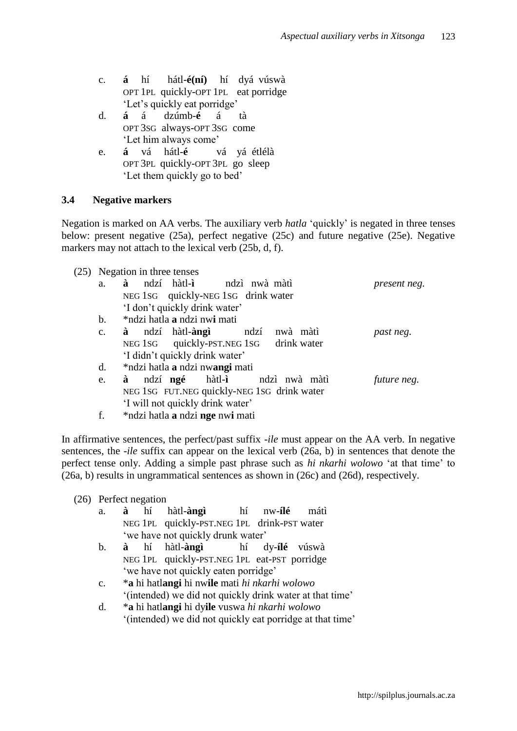c. **á** hí hátl-**é(ní)** hí dyá vúswà
   OPT 1PL quickly-OPT 1PL eat porridge
   'Let's quickly eat porridge'

d. **á** á dzúmb-**é** á tà
   OPT 3SG always-OPT 3SG come
   'Let him always come'

e. **á** vá hátl-**é** vá yá étlélà
   OPT 3PL quickly-OPT 3PL go sleep
   'Let them quickly go to bed'

### 3.4 Negative markers

Negation is marked on AA verbs. The auxiliary verb *hatla* 'quickly' is negated in three tenses below: present negative (25a), perfect negative (25c) and future negative (25e). Negative markers may not attach to the lexical verb (25b, d, f).

(25) Negation in three tenses

a. **à** ndzí hàtl-**ì** ndzì nwà màtì *present neg.*
   NEG 1SG quickly-NEG 1SG drink water
   'I don't quickly drink water'

b. *ndzi hatla **a** ndzi nw**i** mati

c. **à** ndzí hàtl-**àngì** ndzí nwà màtì *past neg.*
   NEG 1SG quickly-PST.NEG 1SG drink water
   'I didn't quickly drink water'

d. *ndzi hatla **a** ndzi nw**angi** mati

e. **à** ndzí **ngé** hàtl-**ì** ndzì nwà màtì *future neg.*
   NEG 1SG FUT.NEG quickly-NEG 1SG drink water
   'I will not quickly drink water'

f. *ndzi hatla **a** ndzi **nge** nw**i** mati

In affirmative sentences, the perfect/past suffix *-ile* must appear on the AA verb. In negative sentences, the *-ile* suffix can appear on the lexical verb (26a, b) in sentences that denote the perfect tense only. Adding a simple past phrase such as *hi nkarhi wolowo* 'at that time' to (26a, b) results in ungrammatical sentences as shown in (26c) and (26d), respectively.

(26) Perfect negation

a. **à** hí hàtl-**àngì** hí nw-**ílé** mátì
   NEG 1PL quickly-PST.NEG 1PL drink-PST water
   'we have not quickly drunk water'

b. **à** hí hàtl-**àngì** hí dy-**ílé** vúswà
   NEG 1PL quickly-PST.NEG 1PL eat-PST porridge
   'we have not quickly eaten porridge'

c. ***a** hi hatl**angi** hi nw**ile** mati *hi nkarhi wolowo*
   '(intended) we did not quickly drink water at that time'

d. ***a** hi hatl**angi** hi dy**ile** vuswa *hi nkarhi wolowo*
   '(intended) we did not quickly eat porridge at that time'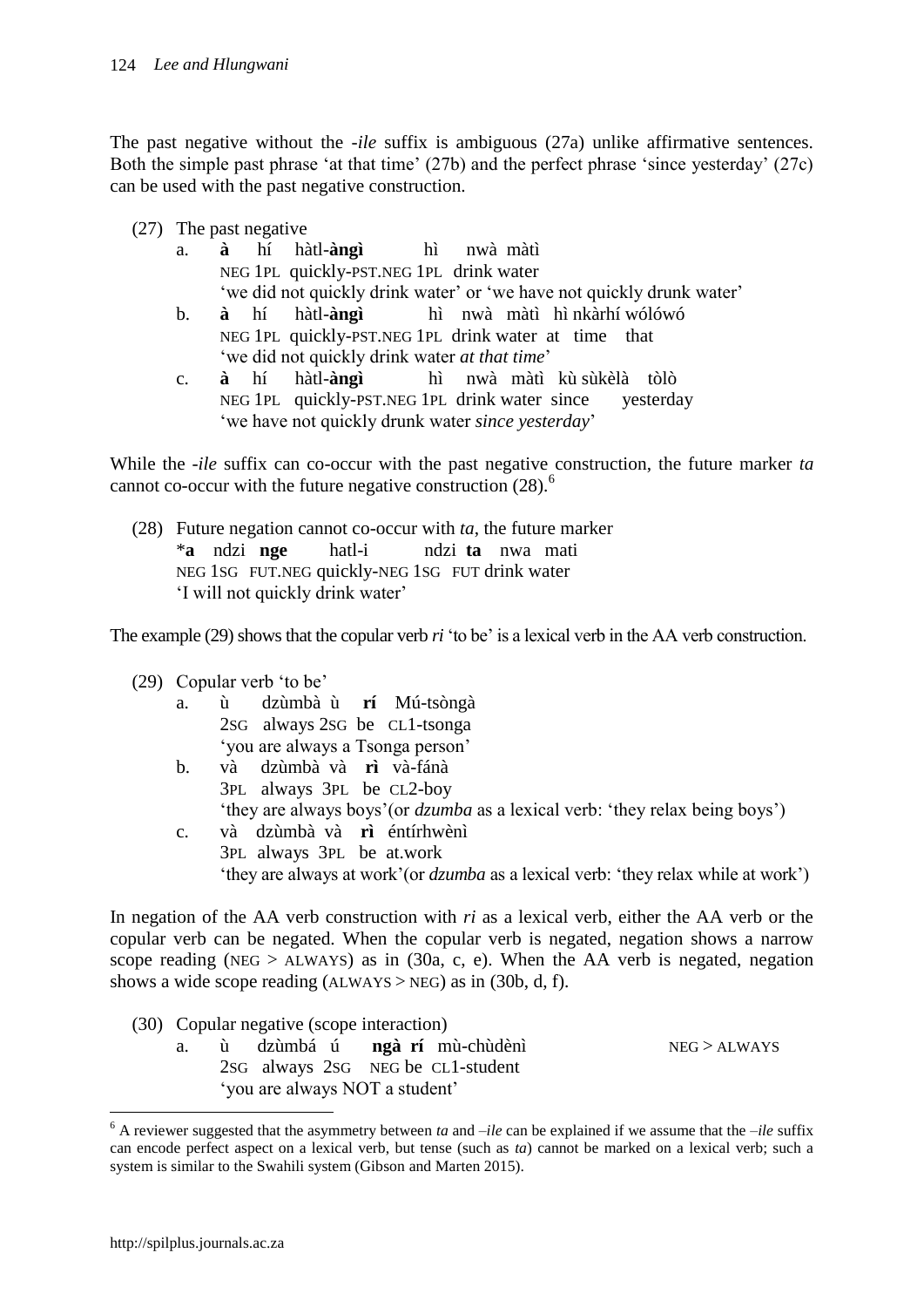The past negative without the *-ile* suffix is ambiguous (27a) unlike affirmative sentences. Both the simple past phrase 'at that time' (27b) and the perfect phrase 'since yesterday' (27c) can be used with the past negative construction.

(27) The past negative

a. **à** hí hàtl-**àngì** hì nwà màtì
NEG 1PL quickly-PST.NEG 1PL drink water
'we did not quickly drink water' or 'we have not quickly drunk water'

b. **à** hí hàtl-**àngì** hì nwà màtì hì nkàrhí wólówó
NEG 1PL quickly-PST.NEG 1PL drink water at time that
'we did not quickly drink water *at that time*'

c. **à** hí hàtl-**àngì** hì nwà màtì kù sùkèlà tòlò
NEG 1PL quickly-PST.NEG 1PL drink water since yesterday
'we have not quickly drunk water *since yesterday*'

While the *-ile* suffix can co-occur with the past negative construction, the future marker *ta* cannot co-occur with the future negative construction (28).[6]

(28) Future negation cannot co-occur with *ta*, the future marker
*__a__ ndzi **nge** hatl-i ndzi **ta** nwa mati
NEG 1SG FUT.NEG quickly-NEG 1SG FUT drink water
'I will not quickly drink water'

The example (29) shows that the copular verb *ri* 'to be' is a lexical verb in the AA verb construction.

(29) Copular verb 'to be'

a. ù dzùmbà ù **rí** Mú-tsòngà
2SG always 2SG be CL1-tsonga
'you are always a Tsonga person'

b. và dzùmbà và **rì** và-fánà
3PL always 3PL be CL2-boy
'they are always boys'(or *dzumba* as a lexical verb: 'they relax being boys')

c. và dzùmbà và **rì** éntírhwènì
3PL always 3PL be at.work
'they are always at work'(or *dzumba* as a lexical verb: 'they relax while at work')

In negation of the AA verb construction with *ri* as a lexical verb, either the AA verb or the copular verb can be negated. When the copular verb is negated, negation shows a narrow scope reading (NEG > ALWAYS) as in (30a, c, e). When the AA verb is negated, negation shows a wide scope reading (ALWAYS > NEG) as in (30b, d, f).

(30) Copular negative (scope interaction)

a. ù dzùmbá ú **ngà rí** mù-chùdènì NEG > ALWAYS
2SG always 2SG NEG be CL1-student
'you are always NOT a student'

---

[6] A reviewer suggested that the asymmetry between *ta* and *–ile* can be explained if we assume that the *–ile* suffix can encode perfect aspect on a lexical verb, but tense (such as *ta*) cannot be marked on a lexical verb; such a system is similar to the Swahili system (Gibson and Marten 2015).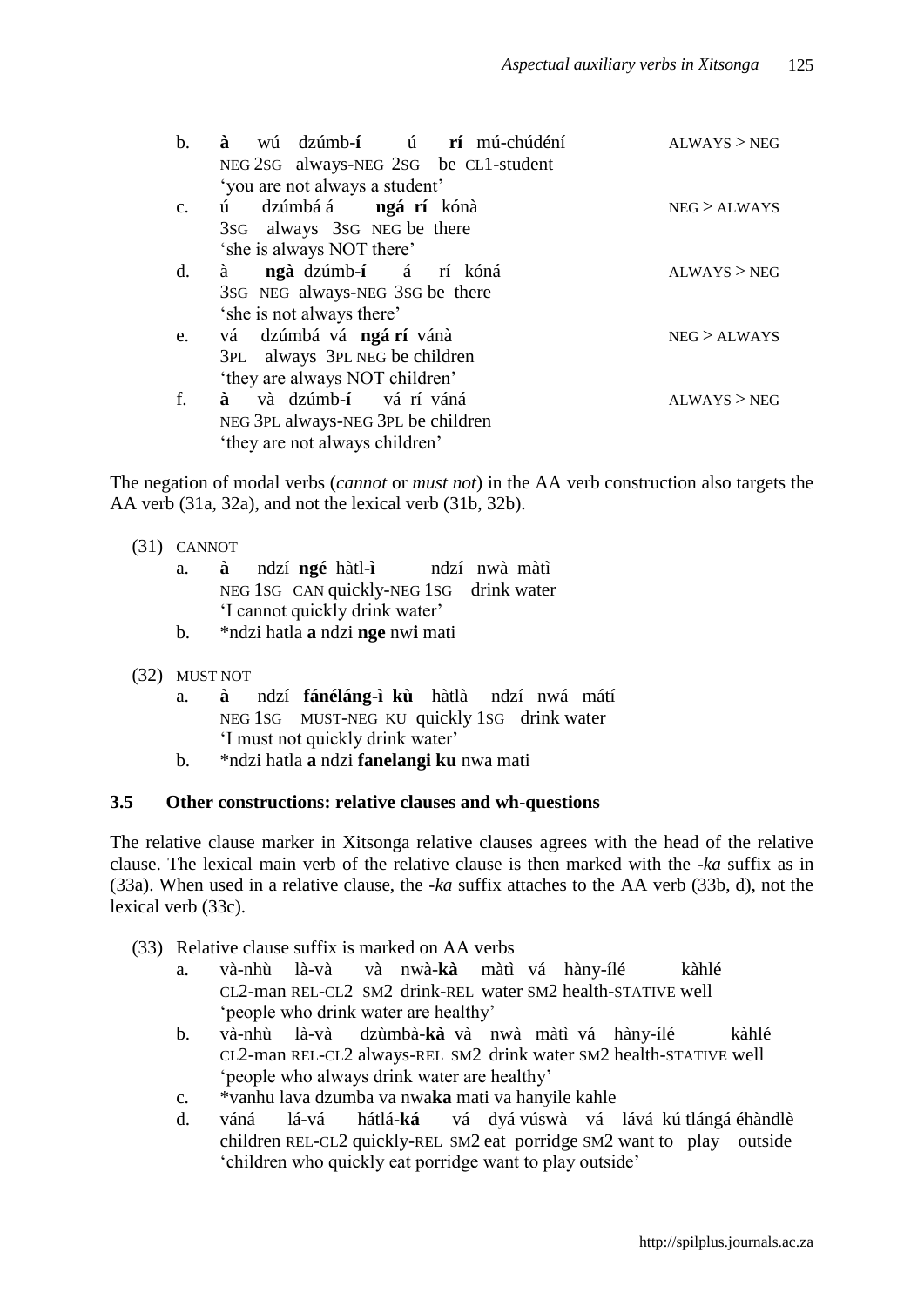b. **à** wú dzúmb-**í** ú **rí** mú-chúdéní ALWAYS > NEG
NEG 2SG always-NEG 2SG be CL1-student
'you are not always a student'

c. ú dzúmbá á **ngá rí** kónà NEG > ALWAYS
3SG always 3SG NEG be there
'she is always NOT there'

d. à **ngà** dzúmb-**í** á rí kóná ALWAYS > NEG
3SG NEG always-NEG 3SG be there
'she is not always there'

e. vá dzúmbá vá **ngá rí** vánà NEG > ALWAYS
3PL always 3PL NEG be children
'they are always NOT children'

f. **à** và dzúmb-**í** vá rí vánà ALWAYS > NEG
NEG 3PL always-NEG 3PL be children
'they are not always children'

The negation of modal verbs (*cannot* or *must not*) in the AA verb construction also targets the AA verb (31a, 32a), and not the lexical verb (31b, 32b).

(31) CANNOT
a. **à** ndzí **ngé** hàtl-**ì** ndzí nwà màtì
NEG 1SG CAN quickly-NEG 1SG drink water
'I cannot quickly drink water'
b. *ndzi hatla **a** ndzi **nge** nw**i** mati

(32) MUST NOT
a. **à** ndzí **fánéláng-ì kù** hàtlà ndzí nwá mátí
NEG 1SG MUST-NEG KU quickly 1SG drink water
'I must not quickly drink water'
b. *ndzi hatla **a** ndzi **fanelangi ku** nwa mati

### 3.5 Other constructions: relative clauses and wh-questions

The relative clause marker in Xitsonga relative clauses agrees with the head of the relative clause. The lexical main verb of the relative clause is then marked with the *-ka* suffix as in (33a). When used in a relative clause, the *-ka* suffix attaches to the AA verb (33b, d), not the lexical verb (33c).

(33) Relative clause suffix is marked on AA verbs
a. và-nhù là-và và nwà-**kà** màtì vá hàny-ílé kàhlé
CL2-man REL-CL2 SM2 drink-REL water SM2 health-STATIVE well
'people who drink water are healthy'
b. và-nhù là-và dzùmbà-**kà** và nwà màtì vá hàny-ílé kàhlé
CL2-man REL-CL2 always-REL SM2 drink water SM2 health-STATIVE well
'people who always drink water are healthy'
c. *vanhu lava dzumba va nwa**ka** mati va hanyile kahle
d. váná lá-vá hátlá-**ká** vá dyá vúswà vá lává kú tlángá éhàndlè
children REL-CL2 quickly-REL SM2 eat porridge SM2 want to play outside
'children who quickly eat porridge want to play outside'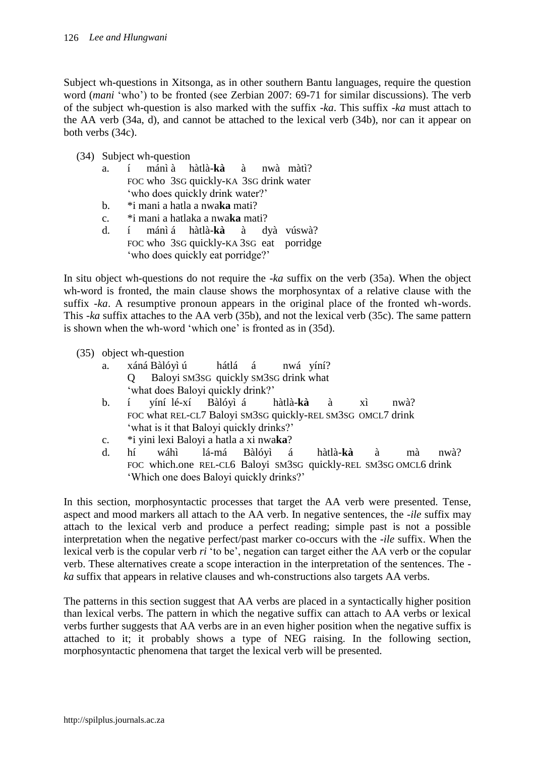Subject wh-questions in Xitsonga, as in other southern Bantu languages, require the question word (*mani* 'who') to be fronted (see Zerbian 2007: 69-71 for similar discussions). The verb of the subject wh-question is also marked with the suffix *-ka*. This suffix *-ka* must attach to the AA verb (34a, d), and cannot be attached to the lexical verb (34b), nor can it appear on both verbs (34c).

(34) Subject wh-question

a. í mánì à hàtlà-**kà** à nwà màtì?
   FOC who 3SG quickly-KA 3SG drink water
   'who does quickly drink water?'

b. *i mani a hatla a nwa**ka** mati?

c. *i mani a hatlaka a nwa**ka** mati?

d. í mánì á hàtlà-**kà** à dyà vúswà?
   FOC who 3SG quickly-KA 3SG eat porridge
   'who does quickly eat porridge?'

In situ object wh-questions do not require the *-ka* suffix on the verb (35a). When the object wh-word is fronted, the main clause shows the morphosyntax of a relative clause with the suffix *-ka*. A resumptive pronoun appears in the original place of the fronted wh-words. This *-ka* suffix attaches to the AA verb (35b), and not the lexical verb (35c). The same pattern is shown when the wh-word 'which one' is fronted as in (35d).

(35) object wh-question

a. xáná Bàlóyì ú hátlá á nwá yíní?
   Q Baloyi SM3SG quickly SM3SG drink what
   'what does Baloyi quickly drink?'

b. í yíní lé-xí Bàlóyì á hàtlà-**kà** à xì nwà?
   FOC what REL-CL7 Baloyi SM3SG quickly-REL SM3SG OMCL7 drink
   'what is it that Baloyi quickly drinks?'

c. *i yini lexi Baloyi a hatla a xi nwa**ka**?

d. hí wáhì lá-má Bàlóyì á hàtlà-**kà** à mà nwà?
   FOC which.one REL-CL6 Baloyi SM3SG quickly-REL SM3SG OMCL6 drink
   'Which one does Baloyi quickly drinks?'

In this section, morphosyntactic processes that target the AA verb were presented. Tense, aspect and mood markers all attach to the AA verb. In negative sentences, the *-ile* suffix may attach to the lexical verb and produce a perfect reading; simple past is not a possible interpretation when the negative perfect/past marker co-occurs with the *-ile* suffix. When the lexical verb is the copular verb *ri* 'to be', negation can target either the AA verb or the copular verb. These alternatives create a scope interaction in the interpretation of the sentences. The *-ka* suffix that appears in relative clauses and wh-constructions also targets AA verbs.

The patterns in this section suggest that AA verbs are placed in a syntactically higher position than lexical verbs. The pattern in which the negative suffix can attach to AA verbs or lexical verbs further suggests that AA verbs are in an even higher position when the negative suffix is attached to it; it probably shows a type of NEG raising. In the following section, morphosyntactic phenomena that target the lexical verb will be presented.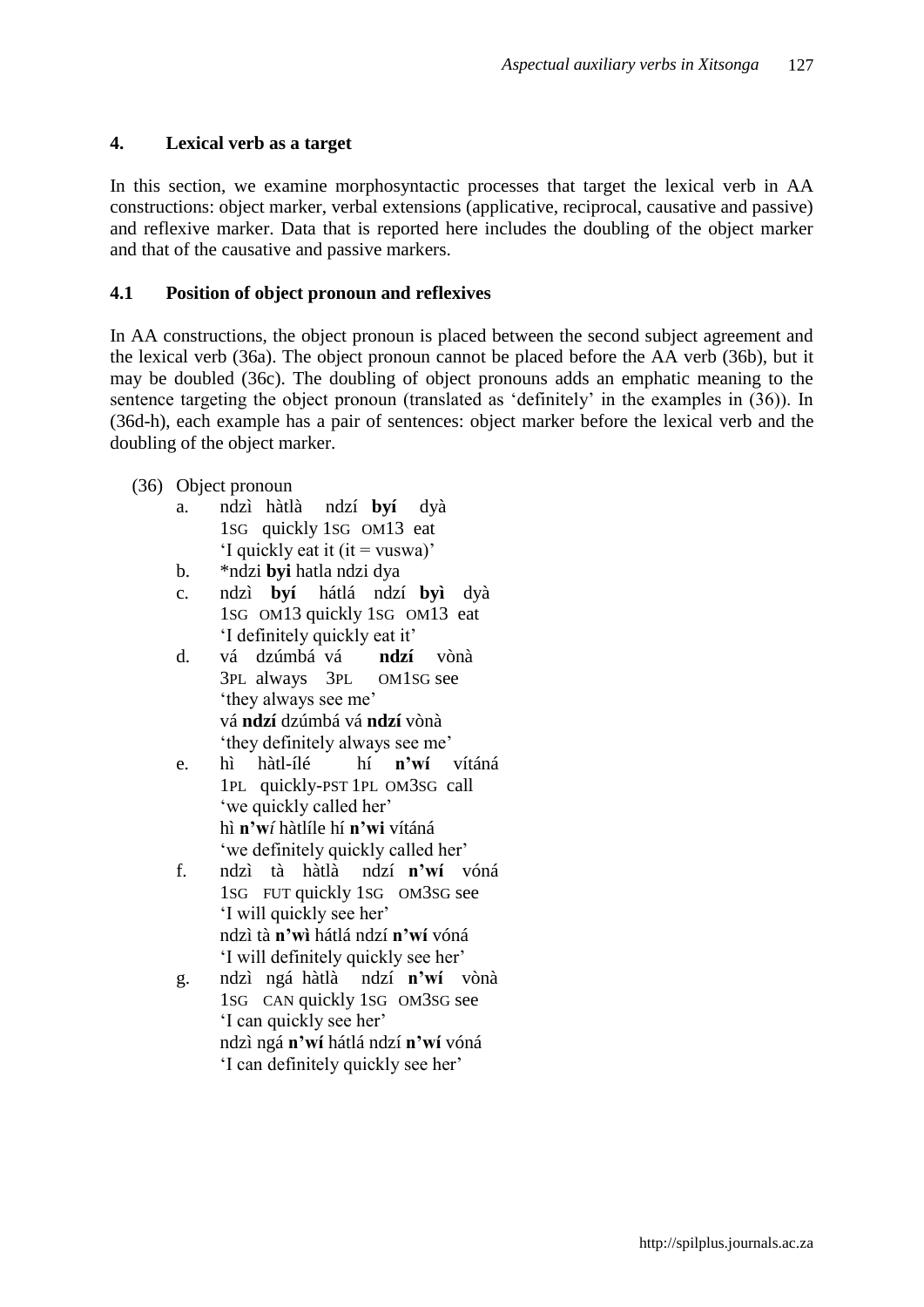## 4. Lexical verb as a target

In this section, we examine morphosyntactic processes that target the lexical verb in AA constructions: object marker, verbal extensions (applicative, reciprocal, causative and passive) and reflexive marker. Data that is reported here includes the doubling of the object marker and that of the causative and passive markers.

### 4.1 Position of object pronoun and reflexives

In AA constructions, the object pronoun is placed between the second subject agreement and the lexical verb (36a). The object pronoun cannot be placed before the AA verb (36b), but it may be doubled (36c). The doubling of object pronouns adds an emphatic meaning to the sentence targeting the object pronoun (translated as 'definitely' in the examples in (36)). In (36d-h), each example has a pair of sentences: object marker before the lexical verb and the doubling of the object marker.

(36) Object pronoun

a. ndzì hàtlà ndzí **byí** dyà
   1SG quickly 1SG OM13 eat
   'I quickly eat it (it = vuswa)'

b. *ndzi **byi** hatla ndzi dya

c. ndzì **byí** hátlá ndzí **byì** dyà
   1SG OM13 quickly 1SG OM13 eat
   'I definitely quickly eat it'

d. vá dzúmbá vá **ndzí** vònà
   3PL always 3PL OM1SG see
   'they always see me'
   vá **ndzí** dzúmbá vá **ndzí** vònà
   'they definitely always see me'

e. hì hàtl-ílé hí **n'wí** vítáná
   1PL quickly-PST 1PL OM3SG call
   'we quickly called her'
   hì **n'wí** hàtlíle hí **n'wi** vítáná
   'we definitely quickly called her'

f. ndzì tà hàtlà ndzí **n'wí** vóná
   1SG FUT quickly 1SG OM3SG see
   'I will quickly see her'
   ndzì tà **n'wì** hátlá ndzí **n'wí** vóná
   'I will definitely quickly see her'

g. ndzì ngá hàtlà ndzí **n'wí** vònà
   1SG CAN quickly 1SG OM3SG see
   'I can quickly see her'
   ndzì ngá **n'wí** hátlá ndzí **n'wí** vóná
   'I can definitely quickly see her'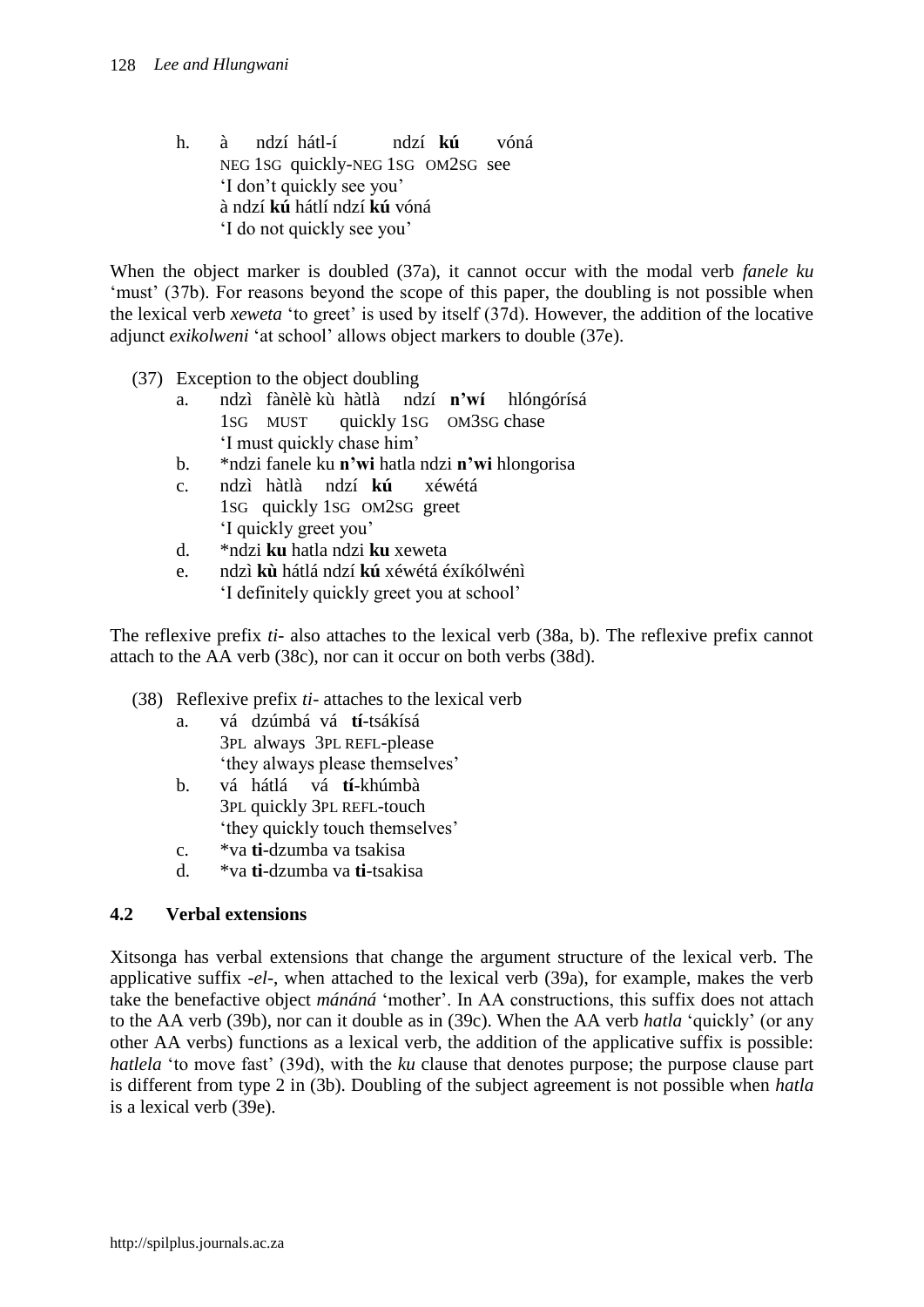h. à ndzí hátl-í ndzí **kú** vóná
NEG 1SG quickly-NEG 1SG OM2SG see
'I don't quickly see you'
à ndzí **kú** hátlí ndzí **kú** vóná
'I do not quickly see you'

When the object marker is doubled (37a), it cannot occur with the modal verb *fanele ku* 'must' (37b). For reasons beyond the scope of this paper, the doubling is not possible when the lexical verb *xeweta* 'to greet' is used by itself (37d). However, the addition of the locative adjunct *exikolweni* 'at school' allows object markers to double (37e).

(37) Exception to the object doubling

a. ndzì fànèlè kù hàtlà ndzí **n'wí** hlóngórísá
1SG MUST quickly 1SG OM3SG chase
'I must quickly chase him'

b. *ndzi fanele ku **n'wi** hatla ndzi **n'wi** hlongorisa

c. ndzì hàtlà ndzí **kú** xéwétá
1SG quickly 1SG OM2SG greet
'I quickly greet you'

d. *ndzi **ku** hatla ndzi **ku** xeweta

e. ndzì **kù** hátlá ndzí **kú** xéwétá éxíkólwénì
'I definitely quickly greet you at school'

The reflexive prefix *ti-* also attaches to the lexical verb (38a, b). The reflexive prefix cannot attach to the AA verb (38c), nor can it occur on both verbs (38d).

(38) Reflexive prefix *ti-* attaches to the lexical verb

a. vá dzúmbá vá **tí**-tsákísá
3PL always 3PL REFL-please
'they always please themselves'

b. vá hátlá vá **tí**-khúmbà
3PL quickly 3PL REFL-touch
'they quickly touch themselves'

c. *va **ti**-dzumba va tsakisa

d. *va **ti**-dzumba va **ti**-tsakisa

### 4.2 Verbal extensions

Xitsonga has verbal extensions that change the argument structure of the lexical verb. The applicative suffix *-el-*, when attached to the lexical verb (39a), for example, makes the verb take the benefactive object *mánáná* 'mother'. In AA constructions, this suffix does not attach to the AA verb (39b), nor can it double as in (39c). When the AA verb *hatla* 'quickly' (or any other AA verbs) functions as a lexical verb, the addition of the applicative suffix is possible: *hatlela* 'to move fast' (39d), with the *ku* clause that denotes purpose; the purpose clause part is different from type 2 in (3b). Doubling of the subject agreement is not possible when *hatla* is a lexical verb (39e).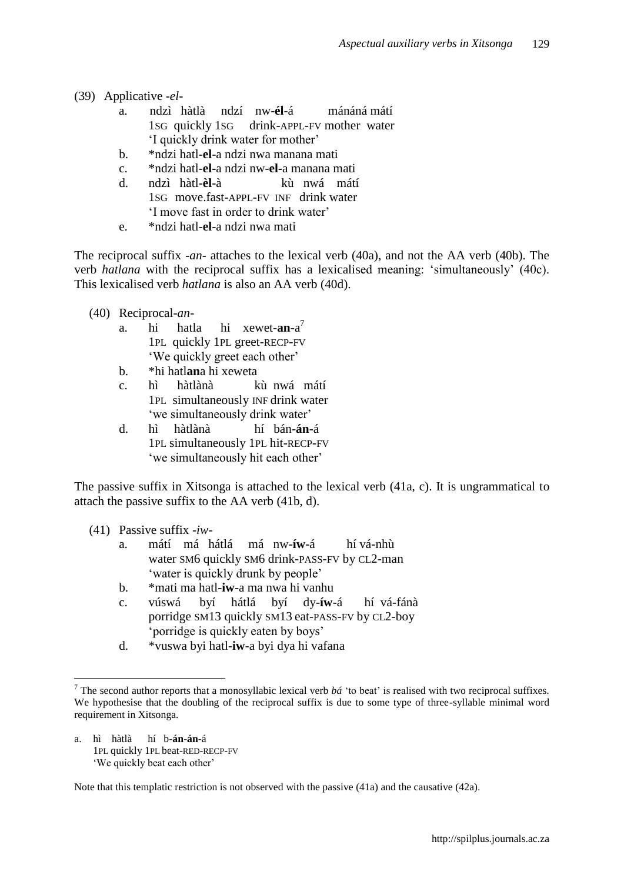(39) Applicative *-el-*

a. ndzì hàtlà ndzí nw-**él**-á mánáná mátí
   1SG quickly 1SG drink-APPL-FV mother water
   'I quickly drink water for mother'

b. *ndzi hatl-**el**-a ndzi nwa manana mati

c. *ndzi hatl-**el**-a ndzi nw-**el**-a manana mati

d. ndzì hàtl-**èl**-à kù nwá mátí
   1SG move.fast-APPL-FV INF drink water
   'I move fast in order to drink water'

e. *ndzi hatl-**el**-a ndzi nwa mati

The reciprocal suffix *-an-* attaches to the lexical verb (40a), and not the AA verb (40b). The verb *hatlana* with the reciprocal suffix has a lexicalised meaning: 'simultaneously' (40c). This lexicalised verb *hatlana* is also an AA verb (40d).

(40) Reciprocal*-an-*

a. hi hatla hi xewet-**an**-a[7]
   1PL quickly 1PL greet-RECP-FV
   'We quickly greet each other'

b. *hi hatl**an**a hi xeweta

c. hì hàtlànà kù nwá mátí
   1PL simultaneously INF drink water
   'we simultaneously drink water'

d. hì hàtlànà hí bán-**án**-á
   1PL simultaneously 1PL hit-RECP-FV
   'we simultaneously hit each other'

The passive suffix in Xitsonga is attached to the lexical verb (41a, c). It is ungrammatical to attach the passive suffix to the AA verb (41b, d).

(41) Passive suffix *-iw-*

a. mátí má hátlá má nw-**íw**-á hí vá-nhù
   water SM6 quickly SM6 drink-PASS-FV by CL2-man
   'water is quickly drunk by people'

b. *mati ma hatl-**iw**-a ma nwa hi vanhu

c. vúswá byí hátlá byí dy-**íw**-á hí vá-fánà
   porridge SM13 quickly SM13 eat-PASS-FV by CL2-boy
   'porridge is quickly eaten by boys'

d. *vuswa byi hatl-**iw**-a byi dya hi vafana

---

[7] The second author reports that a monosyllabic lexical verb *bá* 'to beat' is realised with two reciprocal suffixes. We hypothesise that the doubling of the reciprocal suffix is due to some type of three-syllable minimal word requirement in Xitsonga.

a. hì hàtlà hí b-**án**-**án**-á
   1PL quickly 1PL beat-RED-RECP-FV
   'We quickly beat each other'

Note that this templatic restriction is not observed with the passive (41a) and the causative (42a).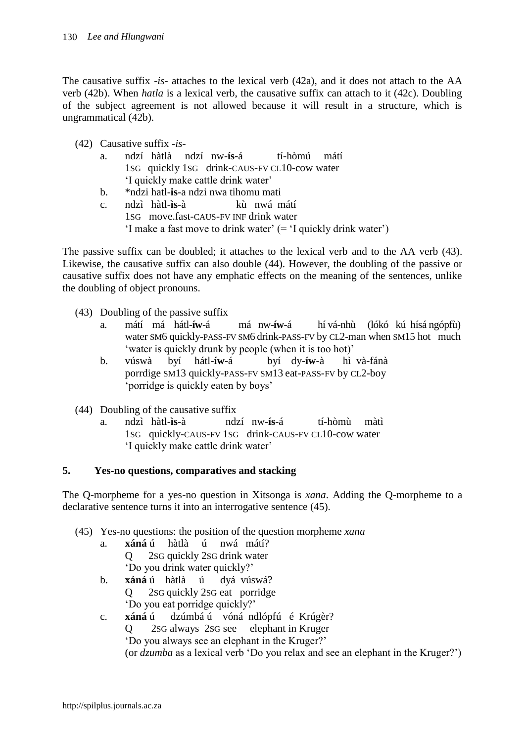The causative suffix *-is-* attaches to the lexical verb (42a), and it does not attach to the AA verb (42b). When *hatla* is a lexical verb, the causative suffix can attach to it (42c). Doubling of the subject agreement is not allowed because it will result in a structure, which is ungrammatical (42b).

(42) Causative suffix *-is-*

a. ndzí hàtlà ndzí nw-**ís**-á tí-hòmú mátí
   1SG quickly 1SG drink-CAUS-FV CL10-cow water
   'I quickly make cattle drink water'

b. *ndzi hatl-**is**-a ndzi nwa tihomu mati

c. ndzì hàtl-**ìs**-à kù nwá mátí
   1SG move.fast-CAUS-FV INF drink water
   'I make a fast move to drink water' (= 'I quickly drink water')

The passive suffix can be doubled; it attaches to the lexical verb and to the AA verb (43). Likewise, the causative suffix can also double (44). However, the doubling of the passive or causative suffix does not have any emphatic effects on the meaning of the sentences, unlike the doubling of object pronouns.

(43) Doubling of the passive suffix

a. mátí má hátl-**íw**-á má nw-**íw**-á hí vá-nhù (lókó kú hísá ngópfù)
   water SM6 quickly-PASS-FV SM6 drink-PASS-FV by CL2-man when SM15 hot much
   'water is quickly drunk by people (when it is too hot)'

b. vúswà byí hátl-**íw**-á byí dy-**íw**-à hì và-fánà
   porrdige SM13 quickly-PASS-FV SM13 eat-PASS-FV by CL2-boy
   'porridge is quickly eaten by boys'

(44) Doubling of the causative suffix

a. ndzì hàtl-**ìs**-à ndzí nw-**ís**-á tí-hòmù màtì
   1SG quickly-CAUS-FV 1SG drink-CAUS-FV CL10-cow water
   'I quickly make cattle drink water'

## 5. Yes-no questions, comparatives and stacking

The Q-morpheme for a yes-no question in Xitsonga is *xana*. Adding the Q-morpheme to a declarative sentence turns it into an interrogative sentence (45).

(45) Yes-no questions: the position of the question morpheme *xana*

a. **xáná** ú hàtlà ú nwá mátí?
   Q 2SG quickly 2SG drink water
   'Do you drink water quickly?'

b. **xáná** ú hàtlà ú dyá vúswá?
   Q 2SG quickly 2SG eat porridge
   'Do you eat porridge quickly?'

c. **xáná** ú dzúmbá ú vóná ndlópfú é Krúgèr?
   Q 2SG always 2SG see elephant in Kruger
   'Do you always see an elephant in the Kruger?'
   (or *dzumba* as a lexical verb 'Do you relax and see an elephant in the Kruger?')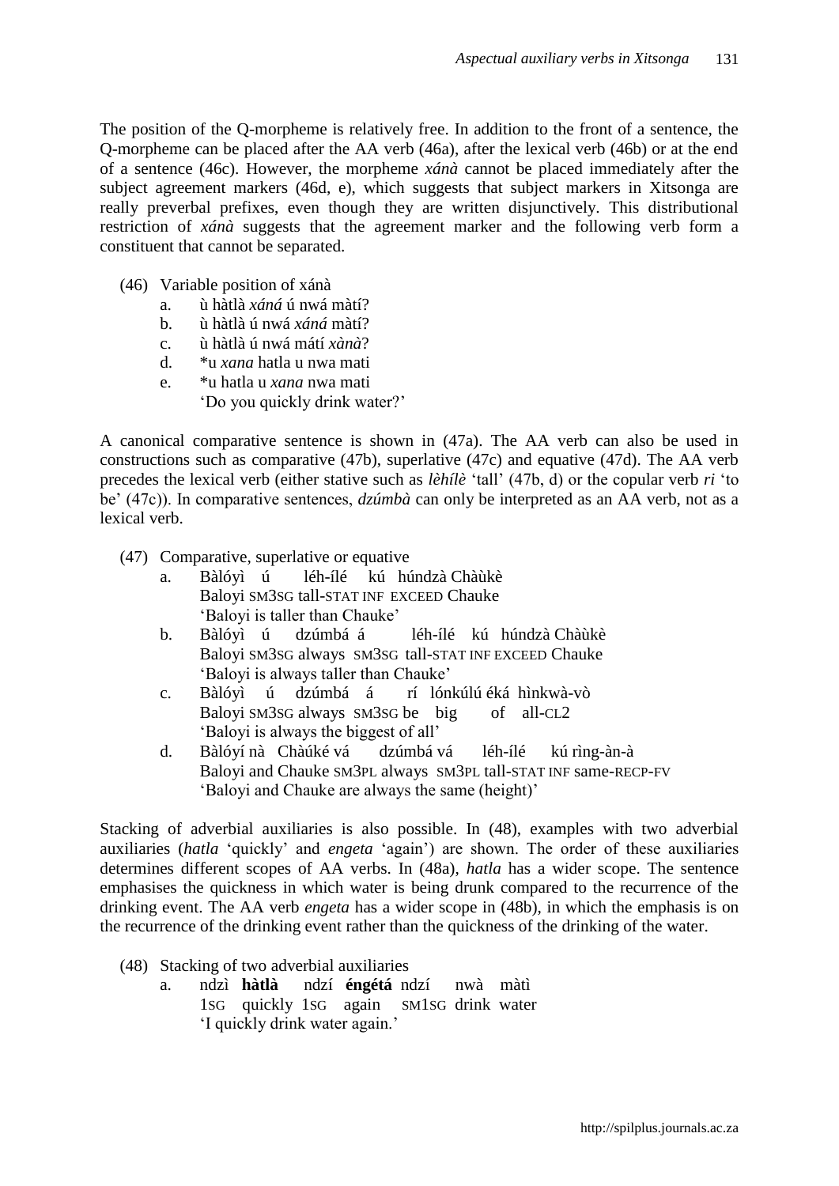The position of the Q-morpheme is relatively free. In addition to the front of a sentence, the Q-morpheme can be placed after the AA verb (46a), after the lexical verb (46b) or at the end of a sentence (46c). However, the morpheme *xánà* cannot be placed immediately after the subject agreement markers (46d, e), which suggests that subject markers in Xitsonga are really preverbal prefixes, even though they are written disjunctively. This distributional restriction of *xánà* suggests that the agreement marker and the following verb form a constituent that cannot be separated.

(46) Variable position of xánà
   a. ù hàtlà *xáná* ú nwá màtí?
   b. ù hàtlà ú nwá *xáná* màtí?
   c. ù hàtlà ú nwá mátí *xànà*?
   d. *u *xana* hatla u nwa mati
   e. *u hatla u *xana* nwa mati
      'Do you quickly drink water?'

A canonical comparative sentence is shown in (47a). The AA verb can also be used in constructions such as comparative (47b), superlative (47c) and equative (47d). The AA verb precedes the lexical verb (either stative such as *lèhílè* 'tall' (47b, d) or the copular verb *ri* 'to be' (47c)). In comparative sentences, *dzúmbà* can only be interpreted as an AA verb, not as a lexical verb.

(47) Comparative, superlative or equative
   a. Bàlóyì ú léh-ílé kú húndzà Chàùkè
      Baloyi SM3SG tall-STAT INF EXCEED Chauke
      'Baloyi is taller than Chauke'
   b. Bàlóyì ú dzúmbá á léh-ílé kú húndzà Chàùkè
      Baloyi SM3SG always SM3SG tall-STAT INF EXCEED Chauke
      'Baloyi is always taller than Chauke'
   c. Bàlóyì ú dzúmbá á rí lónkúlú éká hìnkwà-vò
      Baloyi SM3SG always SM3SG be big of all-CL2
      'Baloyi is always the biggest of all'
   d. Bàlóyí nà Chàúké vá dzúmbá vá léh-ílé kú rìng-àn-à
      Baloyi and Chauke SM3PL always SM3PL tall-STAT INF same-RECP-FV
      'Baloyi and Chauke are always the same (height)'

Stacking of adverbial auxiliaries is also possible. In (48), examples with two adverbial auxiliaries (*hatla* 'quickly' and *engeta* 'again') are shown. The order of these auxiliaries determines different scopes of AA verbs. In (48a), *hatla* has a wider scope. The sentence emphasises the quickness in which water is being drunk compared to the recurrence of the drinking event. The AA verb *engeta* has a wider scope in (48b), in which the emphasis is on the recurrence of the drinking event rather than the quickness of the drinking of the water.

(48) Stacking of two adverbial auxiliaries
   a. ndzì **hàtlà** ndzí **éngétá** ndzí nwà màtì
      1SG quickly 1SG again SM1SG drink water
      'I quickly drink water again.'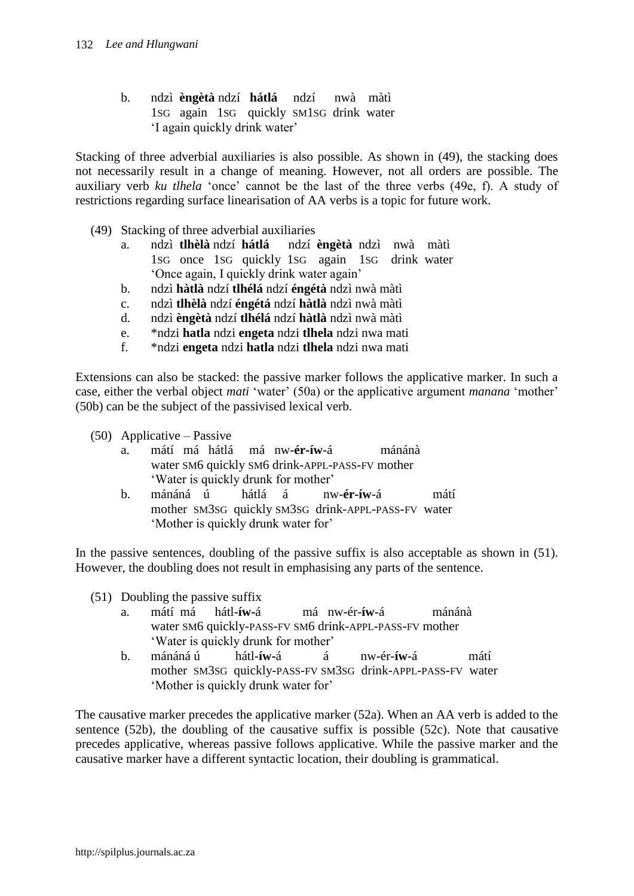b. ndzì **èngètà** ndzí **hátlá** ndzí nwà màtì
 1SG again 1SG quickly SM1SG drink water
 'I again quickly drink water'

Stacking of three adverbial auxiliaries is also possible. As shown in (49), the stacking does not necessarily result in a change of meaning. However, not all orders are possible. The auxiliary verb *ku tlhela* 'once' cannot be the last of the three verbs (49e, f). A study of restrictions regarding surface linearisation of AA verbs is a topic for future work.

(49) Stacking of three adverbial auxiliaries

a. ndzì **tlhèlà** ndzí **hátlá** ndzí **èngètà** ndzì nwà màtì
 1SG once 1SG quickly 1SG again 1SG drink water
 'Once again, I quickly drink water again'

b. ndzì **hàtlà** ndzí **tlhélá** ndzí **éngétà** ndzì nwà màtì

c. ndzì **tlhèlà** ndzí **éngétá** ndzí **hàtlà** ndzì nwà màtì

d. ndzì **èngètà** ndzí **tlhélá** ndzí **hàtlà** ndzì nwà màtì

e. *ndzi **hatla** ndzi **engeta** ndzi **tlhela** ndzi nwa mati

f. *ndzi **engeta** ndzi **hatla** ndzi **tlhela** ndzi nwa mati

Extensions can also be stacked: the passive marker follows the applicative marker. In such a case, either the verbal object *mati* 'water' (50a) or the applicative argument *manana* 'mother' (50b) can be the subject of the passivised lexical verb.

(50) Applicative – Passive

a. mátí má hátlá má nw-**ér**-**íw**-á mánánà
 water SM6 quickly SM6 drink-APPL-PASS-FV mother
 'Water is quickly drunk for mother'

b. mánáná ú hátlá á nw-**ér**-**íw**-á mátí
 mother SM3SG quickly SM3SG drink-APPL-PASS-FV water
 'Mother is quickly drunk water for'

In the passive sentences, doubling of the passive suffix is also acceptable as shown in (51). However, the doubling does not result in emphasising any parts of the sentence.

(51) Doubling the passive suffix

a. mátí má hátl-**íw**-á má nw-ér-**íw**-á mánánà
 water SM6 quickly-PASS-FV SM6 drink-APPL-PASS-FV mother
 'Water is quickly drunk for mother'

b. mánáná ú hátl-**íw**-á á nw-ér-**íw**-á mátí
 mother SM3SG quickly-PASS-FV SM3SG drink-APPL-PASS-FV water
 'Mother is quickly drunk water for'

The causative marker precedes the applicative marker (52a). When an AA verb is added to the sentence (52b), the doubling of the causative suffix is possible (52c). Note that causative precedes applicative, whereas passive follows applicative. While the passive marker and the causative marker have a different syntactic location, their doubling is grammatical.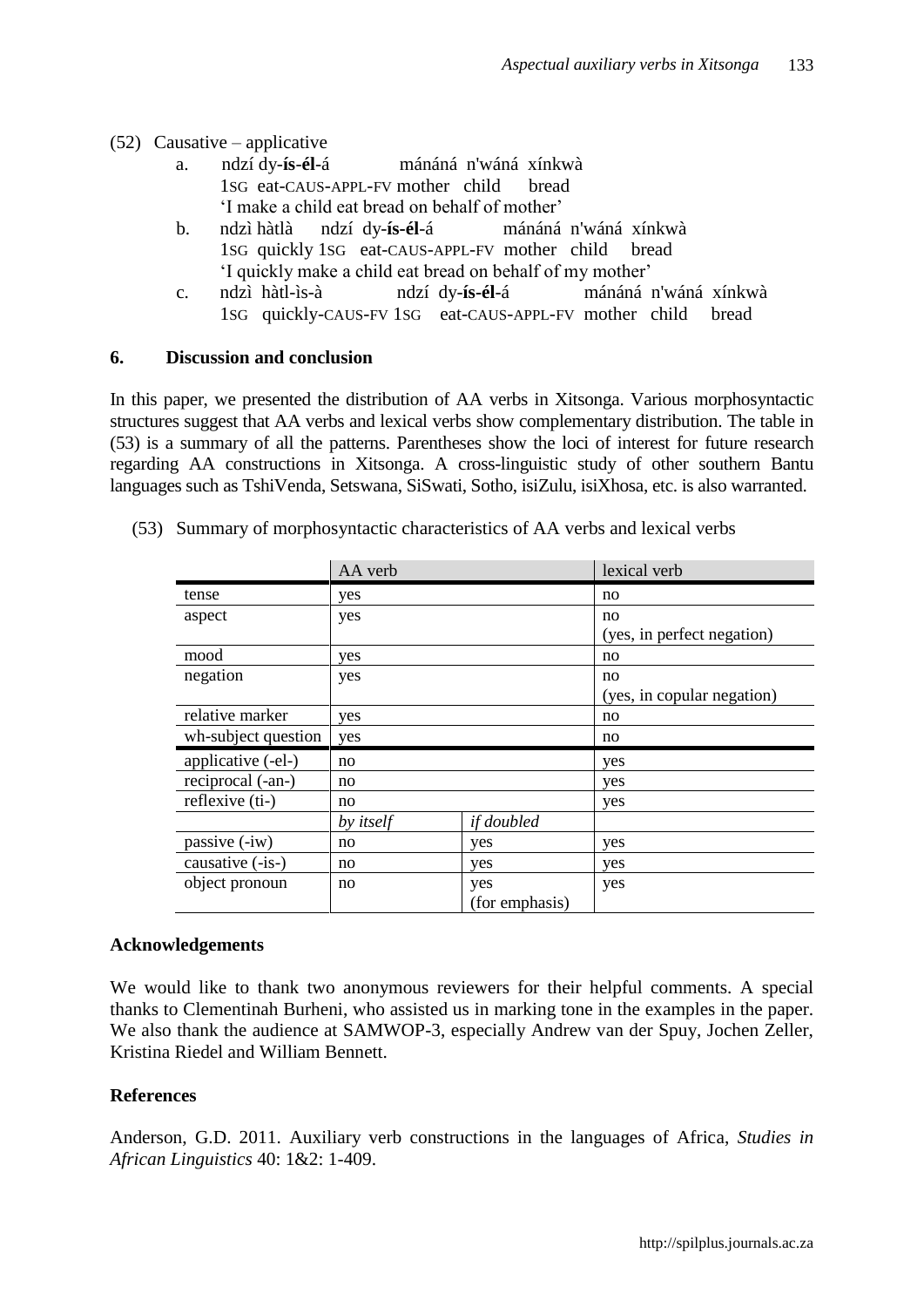(52) Causative – applicative

a. ndzí dy-**ís-él**-á mánáná n'wáná xínkwà
1SG eat-CAUS-APPL-FV mother child bread
'I make a child eat bread on behalf of mother'

b. ndzì hàtlà ndzí dy-**ís-él**-á mánáná n'wáná xínkwà
1SG quickly 1SG eat-CAUS-APPL-FV mother child bread
'I quickly make a child eat bread on behalf of my mother'

c. ndzì hàtl-ìs-à ndzí dy-**ís-él**-á mánáná n'wáná xínkwà
1SG quickly-CAUS-FV 1SG eat-CAUS-APPL-FV mother child bread

## 6. Discussion and conclusion

In this paper, we presented the distribution of AA verbs in Xitsonga. Various morphosyntactic structures suggest that AA verbs and lexical verbs show complementary distribution. The table in (53) is a summary of all the patterns. Parentheses show the loci of interest for future research regarding AA constructions in Xitsonga. A cross-linguistic study of other southern Bantu languages such as TshiVenda, Setswana, SiSwati, Sotho, isiZulu, isiXhosa, etc. is also warranted.

(53) Summary of morphosyntactic characteristics of AA verbs and lexical verbs

| | AA verb | | lexical verb |
|---|---|---|---|
| tense | yes | | no |
| aspect | yes | | no (yes, in perfect negation) |
| mood | yes | | no |
| negation | yes | | no (yes, in copular negation) |
| relative marker | yes | | no |
| wh-subject question | yes | | no |
| applicative (-el-) | no | | yes |
| reciprocal (-an-) | no | | yes |
| reflexive (ti-) | no | | yes |
| | *by itself* | *if doubled* | |
| passive (-iw) | no | yes | yes |
| causative (-is-) | no | yes | yes |
| object pronoun | no | yes (for emphasis) | yes |

## Acknowledgements

We would like to thank two anonymous reviewers for their helpful comments. A special thanks to Clementinah Burheni, who assisted us in marking tone in the examples in the paper. We also thank the audience at SAMWOP-3, especially Andrew van der Spuy, Jochen Zeller, Kristina Riedel and William Bennett.

## References

Anderson, G.D. 2011. Auxiliary verb constructions in the languages of Africa, *Studies in African Linguistics* 40: 1&2: 1-409.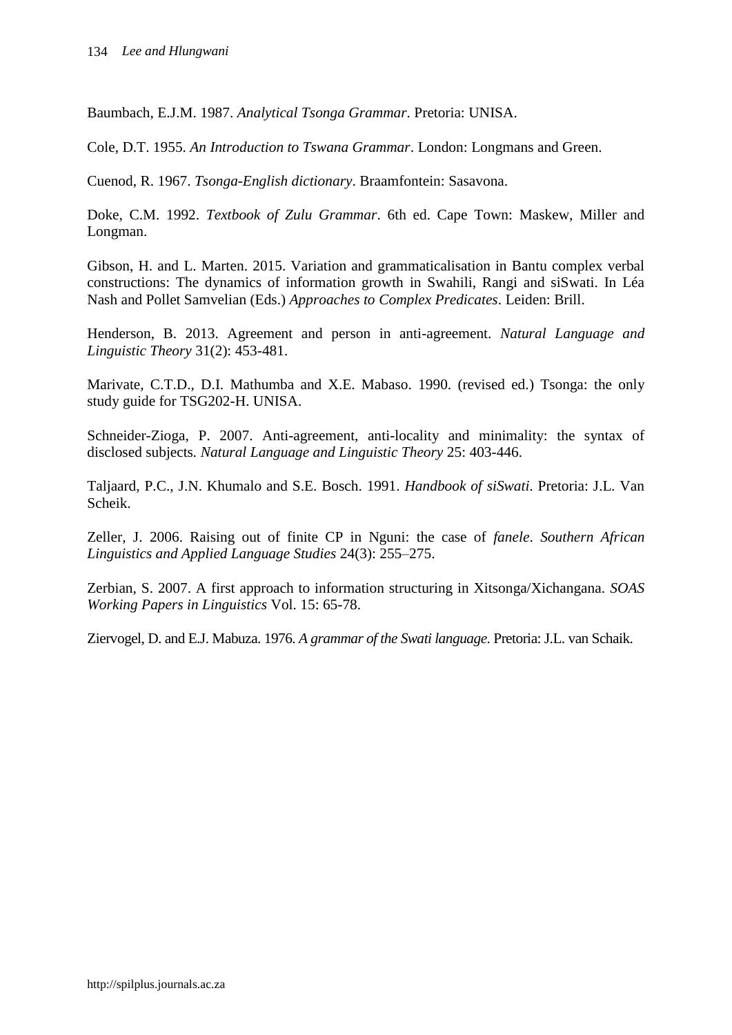Baumbach, E.J.M. 1987. *Analytical Tsonga Grammar*. Pretoria: UNISA.

Cole, D.T. 1955. *An Introduction to Tswana Grammar*. London: Longmans and Green.

Cuenod, R. 1967. *Tsonga-English dictionary*. Braamfontein: Sasavona.

Doke, C.M. 1992. *Textbook of Zulu Grammar*. 6th ed. Cape Town: Maskew, Miller and Longman.

Gibson, H. and L. Marten. 2015. Variation and grammaticalisation in Bantu complex verbal constructions: The dynamics of information growth in Swahili, Rangi and siSwati. In Léa Nash and Pollet Samvelian (Eds.) *Approaches to Complex Predicates*. Leiden: Brill.

Henderson, B. 2013. Agreement and person in anti-agreement. *Natural Language and Linguistic Theory* 31(2): 453-481.

Marivate, C.T.D., D.I. Mathumba and X.E. Mabaso. 1990. (revised ed.) Tsonga: the only study guide for TSG202-H. UNISA.

Schneider-Zioga, P. 2007. Anti-agreement, anti-locality and minimality: the syntax of disclosed subjects. *Natural Language and Linguistic Theory* 25: 403-446.

Taljaard, P.C., J.N. Khumalo and S.E. Bosch. 1991. *Handbook of siSwati*. Pretoria: J.L. Van Scheik.

Zeller, J. 2006. Raising out of finite CP in Nguni: the case of *fanele*. *Southern African Linguistics and Applied Language Studies* 24(3): 255–275.

Zerbian, S. 2007. A first approach to information structuring in Xitsonga/Xichangana. *SOAS Working Papers in Linguistics* Vol. 15: 65-78.

Ziervogel, D. and E.J. Mabuza. 1976. *A grammar of the Swati language.* Pretoria: J.L. van Schaik.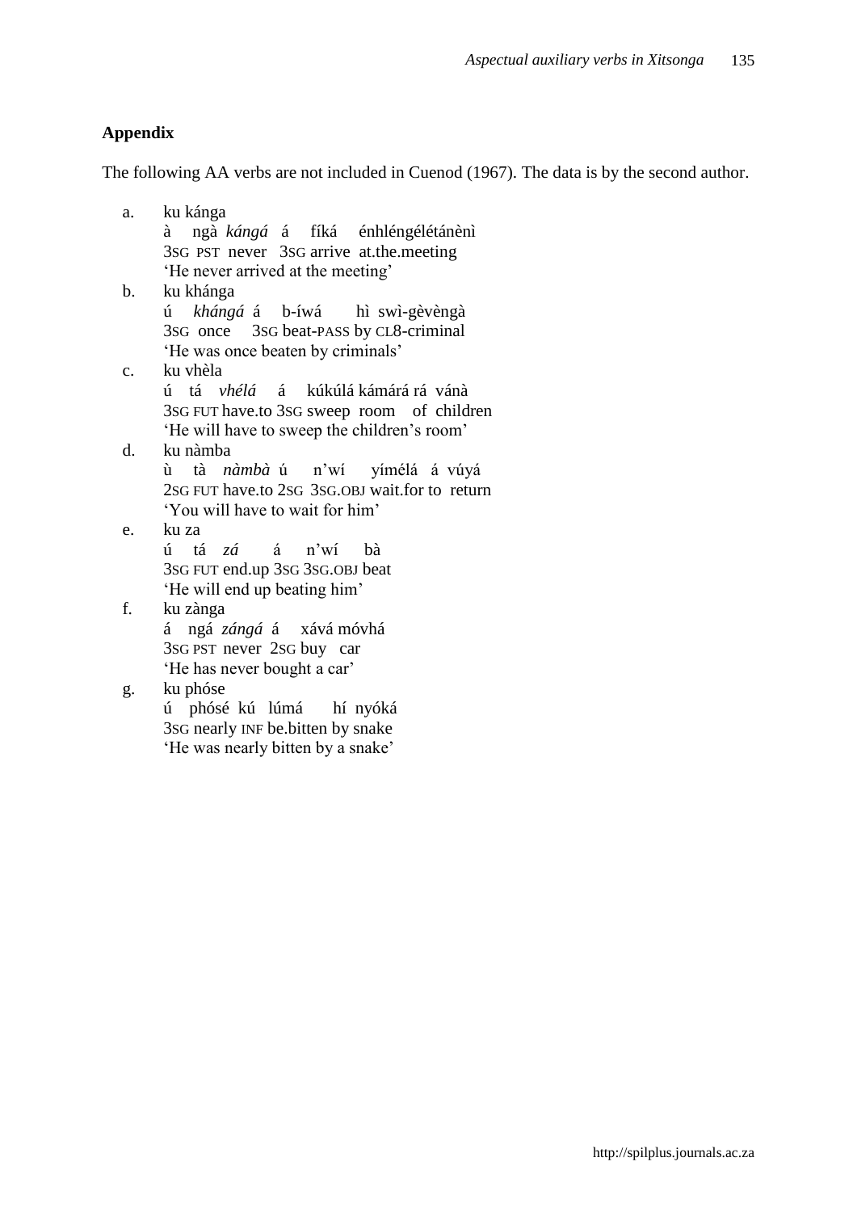## Appendix

The following AA verbs are not included in Cuenod (1967). The data is by the second author.

a. ku kánga

 à ngà *kángá* á fíká énhléngélétánènì
 3SG PST never 3SG arrive at.the.meeting
 'He never arrived at the meeting'

b. ku khánga

 ú *khángá* á b-íwá hì swì-gèvèngà
 3SG once 3SG beat-PASS by CL8-criminal
 'He was once beaten by criminals'

c. ku vhèla

 ú tá *vhélá* á kúkúlá kámárá rá vánà
 3SG FUT have.to 3SG sweep room of children
 'He will have to sweep the children's room'

d. ku nàmba

 ù tà *nàmbà* ú n'wí yímélá á vúyá
 2SG FUT have.to 2SG 3SG.OBJ wait.for to return
 'You will have to wait for him'

e. ku za

 ú tá *zá* á n'wí bà
 3SG FUT end.up 3SG 3SG.OBJ beat
 'He will end up beating him'

f. ku zànga

 á ngá *zángá* á xává móvhá
 3SG PST never 2SG buy car
 'He has never bought a car'

g. ku phóse

 ú phósé kú lúmá hí nyóká
 3SG nearly INF be.bitten by snake
 'He was nearly bitten by a snake'